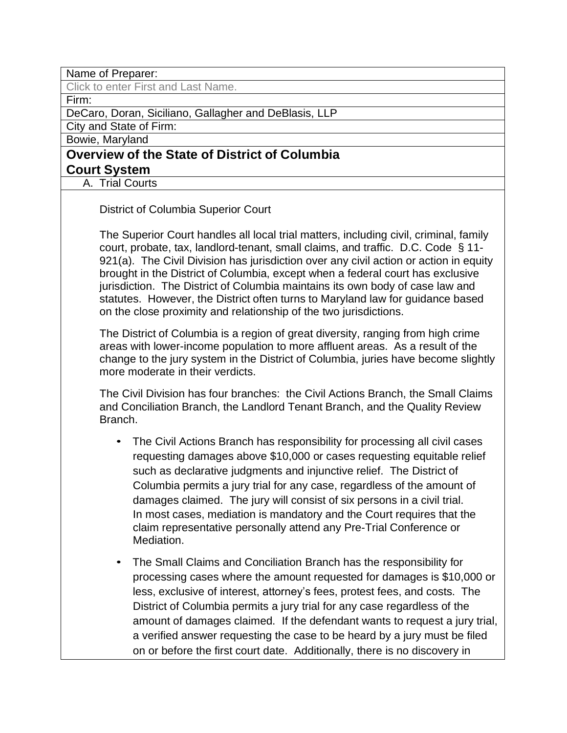Name of Preparer:

Click to enter First and Last Name.

Firm:

DeCaro, Doran, Siciliano, Gallagher and DeBlasis, LLP

City and State of Firm:

Bowie, Maryland

## Overview of the State of District of Columbia Court System

### A. Trial Courts

District of Columbia Superior Court

The Superior Court handles all local trial matters, including civil, criminal, family court, probate, tax, landlord-tenant, small claims, and traffic. D.C. Code § 11-921(a). The Civil Division has jurisdiction over any civil action or action in equity brought in the District of Columbia, except when a federal court has exclusive jurisdiction. The District of Columbia maintains its own body of case law and statutes. However, the District often turns to Maryland law for guidance based on the close proximity and relationship of the two jurisdictions.

The District of Columbia is a region of great diversity, ranging from high crime areas with lower-income population to more affluent areas. As a result of the change to the jury system in the District of Columbia, juries have become slightly more moderate in their verdicts.

The Civil Division has four branches: the Civil Actions Branch, the Small Claims and Conciliation Branch, the Landlord Tenant Branch, and the Quality Review Branch.

- The Civil Actions Branch has responsibility for processing all civil cases requesting damages above $10,000 or cases requesting equitable relief such as declarative judgments and injunctive relief. The District of Columbia permits a jury trial for any case, regardless of the amount of damages claimed. The jury will consist of six persons in a civil trial. In most cases, mediation is mandatory and the Court requires that the claim representative personally attend any Pre-Trial Conference or Mediation.

- The Small Claims and Conciliation Branch has the responsibility for processing cases where the amount requested for damages is $10,000 or less, exclusive of interest, attorney's fees, protest fees, and costs. The District of Columbia permits a jury trial for any case regardless of the amount of damages claimed. If the defendant wants to request a jury trial, a verified answer requesting the case to be heard by a jury must be filed on or before the first court date. Additionally, there is no discovery in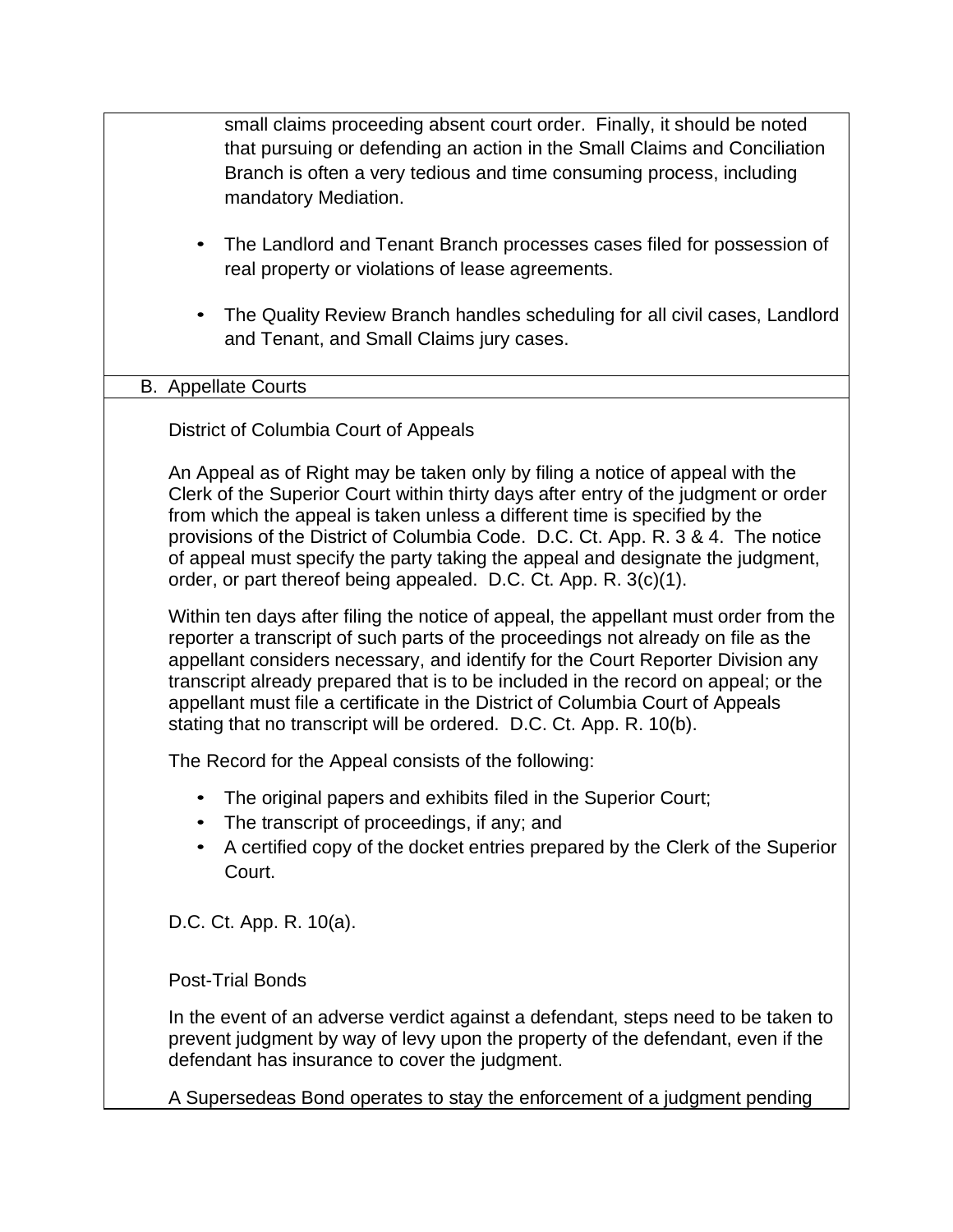small claims proceeding absent court order. Finally, it should be noted that pursuing or defending an action in the Small Claims and Conciliation Branch is often a very tedious and time consuming process, including mandatory Mediation.

- The Landlord and Tenant Branch processes cases filed for possession of real property or violations of lease agreements.

- The Quality Review Branch handles scheduling for all civil cases, Landlord and Tenant, and Small Claims jury cases.

## B. Appellate Courts

District of Columbia Court of Appeals

An Appeal as of Right may be taken only by filing a notice of appeal with the Clerk of the Superior Court within thirty days after entry of the judgment or order from which the appeal is taken unless a different time is specified by the provisions of the District of Columbia Code. D.C. Ct. App. R. 3 & 4. The notice of appeal must specify the party taking the appeal and designate the judgment, order, or part thereof being appealed. D.C. Ct. App. R. 3(c)(1).

Within ten days after filing the notice of appeal, the appellant must order from the reporter a transcript of such parts of the proceedings not already on file as the appellant considers necessary, and identify for the Court Reporter Division any transcript already prepared that is to be included in the record on appeal; or the appellant must file a certificate in the District of Columbia Court of Appeals stating that no transcript will be ordered. D.C. Ct. App. R. 10(b).

The Record for the Appeal consists of the following:

- The original papers and exhibits filed in the Superior Court;
- The transcript of proceedings, if any; and
- A certified copy of the docket entries prepared by the Clerk of the Superior Court.

D.C. Ct. App. R. 10(a).

Post-Trial Bonds

In the event of an adverse verdict against a defendant, steps need to be taken to prevent judgment by way of levy upon the property of the defendant, even if the defendant has insurance to cover the judgment.

A Supersedeas Bond operates to stay the enforcement of a judgment pending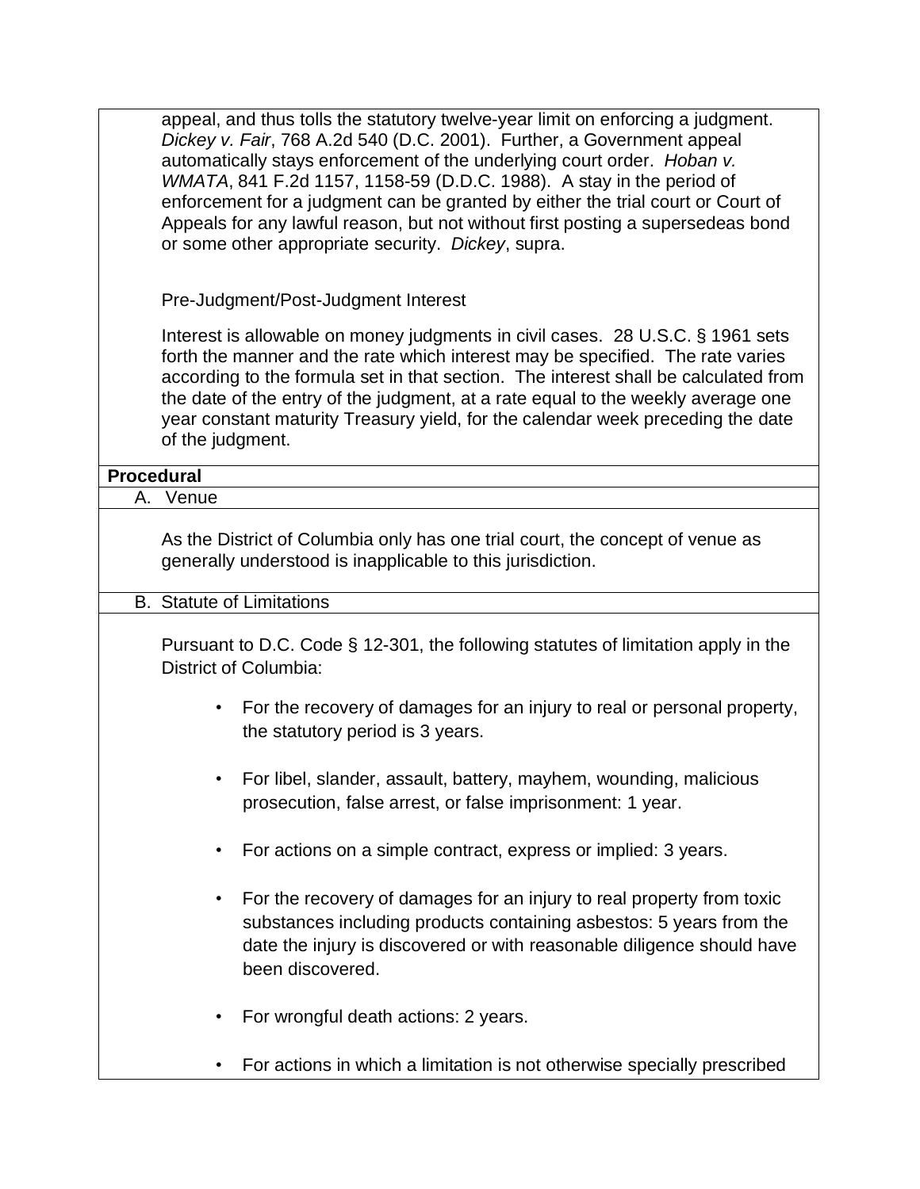appeal, and thus tolls the statutory twelve-year limit on enforcing a judgment. *Dickey v. Fair*, 768 A.2d 540 (D.C. 2001). Further, a Government appeal automatically stays enforcement of the underlying court order. *Hoban v. WMATA*, 841 F.2d 1157, 1158-59 (D.D.C. 1988). A stay in the period of enforcement for a judgment can be granted by either the trial court or Court of Appeals for any lawful reason, but not without first posting a supersedeas bond or some other appropriate security. *Dickey*, supra.

Pre-Judgment/Post-Judgment Interest

Interest is allowable on money judgments in civil cases. 28 U.S.C. § 1961 sets forth the manner and the rate which interest may be specified. The rate varies according to the formula set in that section. The interest shall be calculated from the date of the entry of the judgment, at a rate equal to the weekly average one year constant maturity Treasury yield, for the calendar week preceding the date of the judgment.

**Procedural**

A. Venue

As the District of Columbia only has one trial court, the concept of venue as generally understood is inapplicable to this jurisdiction.

B. Statute of Limitations

Pursuant to D.C. Code § 12-301, the following statutes of limitation apply in the District of Columbia:

- For the recovery of damages for an injury to real or personal property, the statutory period is 3 years.
- For libel, slander, assault, battery, mayhem, wounding, malicious prosecution, false arrest, or false imprisonment: 1 year.
- For actions on a simple contract, express or implied: 3 years.
- For the recovery of damages for an injury to real property from toxic substances including products containing asbestos: 5 years from the date the injury is discovered or with reasonable diligence should have been discovered.
- For wrongful death actions: 2 years.
- For actions in which a limitation is not otherwise specially prescribed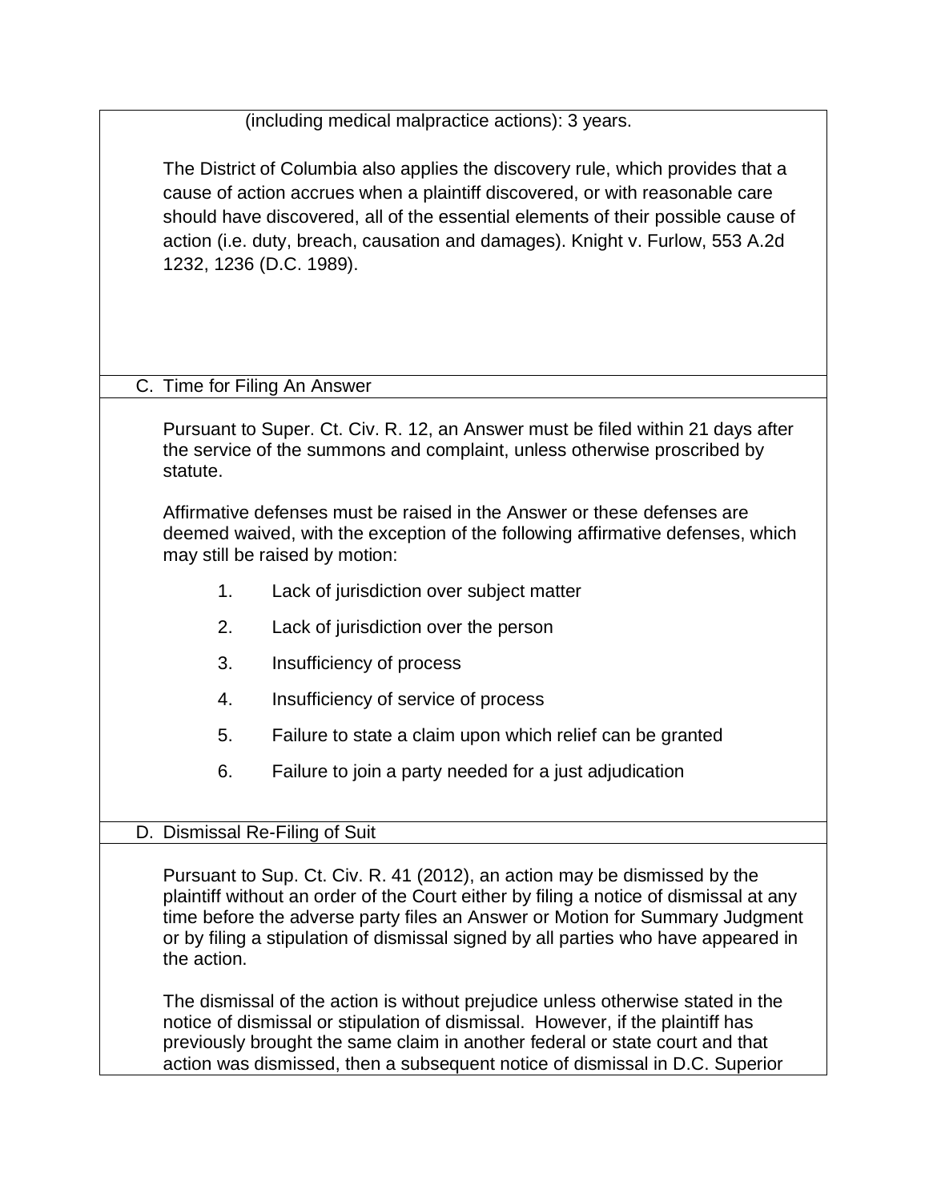(including medical malpractice actions): 3 years.

The District of Columbia also applies the discovery rule, which provides that a cause of action accrues when a plaintiff discovered, or with reasonable care should have discovered, all of the essential elements of their possible cause of action (i.e. duty, breach, causation and damages). Knight v. Furlow, 553 A.2d 1232, 1236 (D.C. 1989).

## C. Time for Filing An Answer

Pursuant to Super. Ct. Civ. R. 12, an Answer must be filed within 21 days after the service of the summons and complaint, unless otherwise proscribed by statute.

Affirmative defenses must be raised in the Answer or these defenses are deemed waived, with the exception of the following affirmative defenses, which may still be raised by motion:

1. Lack of jurisdiction over subject matter
2. Lack of jurisdiction over the person
3. Insufficiency of process
4. Insufficiency of service of process
5. Failure to state a claim upon which relief can be granted
6. Failure to join a party needed for a just adjudication

## D. Dismissal Re-Filing of Suit

Pursuant to Sup. Ct. Civ. R. 41 (2012), an action may be dismissed by the plaintiff without an order of the Court either by filing a notice of dismissal at any time before the adverse party files an Answer or Motion for Summary Judgment or by filing a stipulation of dismissal signed by all parties who have appeared in the action.

The dismissal of the action is without prejudice unless otherwise stated in the notice of dismissal or stipulation of dismissal. However, if the plaintiff has previously brought the same claim in another federal or state court and that action was dismissed, then a subsequent notice of dismissal in D.C. Superior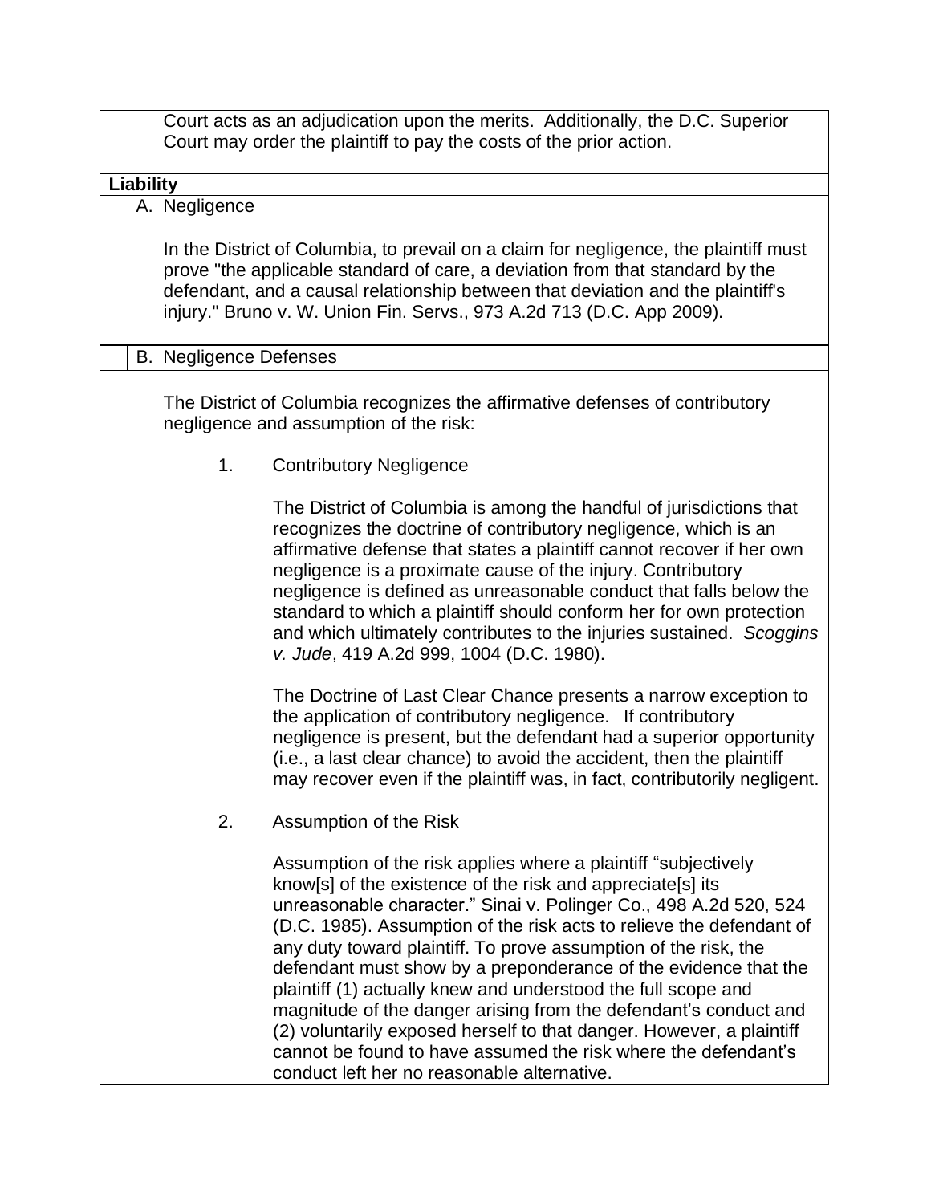Court acts as an adjudication upon the merits. Additionally, the D.C. Superior Court may order the plaintiff to pay the costs of the prior action.

## Liability

### A. Negligence

In the District of Columbia, to prevail on a claim for negligence, the plaintiff must prove "the applicable standard of care, a deviation from that standard by the defendant, and a causal relationship between that deviation and the plaintiff's injury." Bruno v. W. Union Fin. Servs., 973 A.2d 713 (D.C. App 2009).

### B. Negligence Defenses

The District of Columbia recognizes the affirmative defenses of contributory negligence and assumption of the risk:

1. Contributory Negligence

   The District of Columbia is among the handful of jurisdictions that recognizes the doctrine of contributory negligence, which is an affirmative defense that states a plaintiff cannot recover if her own negligence is a proximate cause of the injury. Contributory negligence is defined as unreasonable conduct that falls below the standard to which a plaintiff should conform her for own protection and which ultimately contributes to the injuries sustained. *Scoggins v. Jude*, 419 A.2d 999, 1004 (D.C. 1980).

   The Doctrine of Last Clear Chance presents a narrow exception to the application of contributory negligence. If contributory negligence is present, but the defendant had a superior opportunity (i.e., a last clear chance) to avoid the accident, then the plaintiff may recover even if the plaintiff was, in fact, contributorily negligent.

2. Assumption of the Risk

   Assumption of the risk applies where a plaintiff "subjectively know[s] of the existence of the risk and appreciate[s] its unreasonable character." Sinai v. Polinger Co., 498 A.2d 520, 524 (D.C. 1985). Assumption of the risk acts to relieve the defendant of any duty toward plaintiff. To prove assumption of the risk, the defendant must show by a preponderance of the evidence that the plaintiff (1) actually knew and understood the full scope and magnitude of the danger arising from the defendant's conduct and (2) voluntarily exposed herself to that danger. However, a plaintiff cannot be found to have assumed the risk where the defendant's conduct left her no reasonable alternative.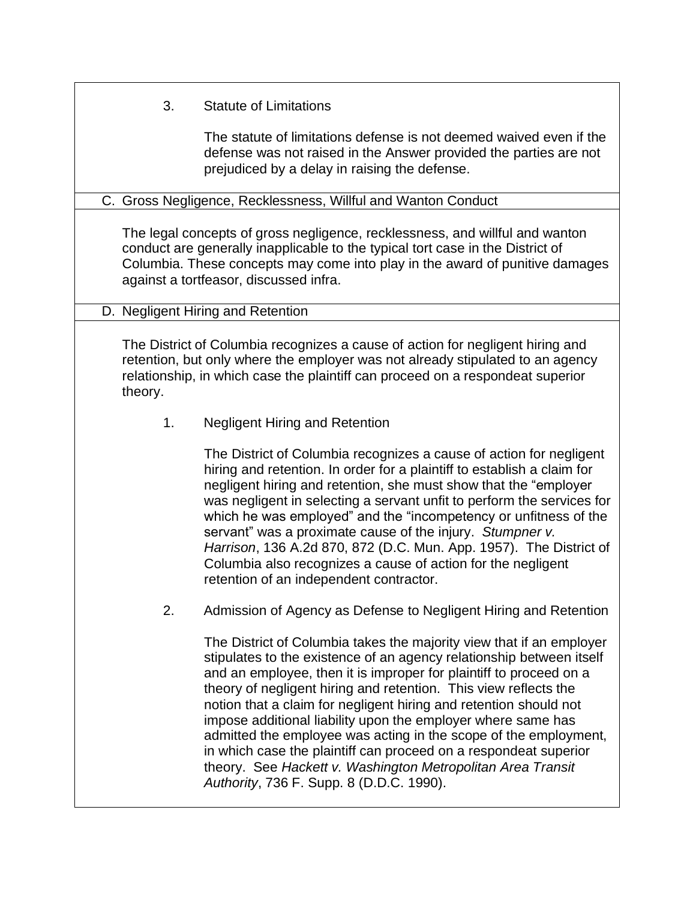### 3. Statute of Limitations

The statute of limitations defense is not deemed waived even if the defense was not raised in the Answer provided the parties are not prejudiced by a delay in raising the defense.

## C. Gross Negligence, Recklessness, Willful and Wanton Conduct

The legal concepts of gross negligence, recklessness, and willful and wanton conduct are generally inapplicable to the typical tort case in the District of Columbia. These concepts may come into play in the award of punitive damages against a tortfeasor, discussed infra.

## D. Negligent Hiring and Retention

The District of Columbia recognizes a cause of action for negligent hiring and retention, but only where the employer was not already stipulated to an agency relationship, in which case the plaintiff can proceed on a respondeat superior theory.

### 1. Negligent Hiring and Retention

The District of Columbia recognizes a cause of action for negligent hiring and retention. In order for a plaintiff to establish a claim for negligent hiring and retention, she must show that the "employer was negligent in selecting a servant unfit to perform the services for which he was employed" and the "incompetency or unfitness of the servant" was a proximate cause of the injury. *Stumpner v. Harrison*, 136 A.2d 870, 872 (D.C. Mun. App. 1957). The District of Columbia also recognizes a cause of action for the negligent retention of an independent contractor.

### 2. Admission of Agency as Defense to Negligent Hiring and Retention

The District of Columbia takes the majority view that if an employer stipulates to the existence of an agency relationship between itself and an employee, then it is improper for plaintiff to proceed on a theory of negligent hiring and retention. This view reflects the notion that a claim for negligent hiring and retention should not impose additional liability upon the employer where same has admitted the employee was acting in the scope of the employment, in which case the plaintiff can proceed on a respondeat superior theory. See *Hackett v. Washington Metropolitan Area Transit Authority*, 736 F. Supp. 8 (D.D.C. 1990).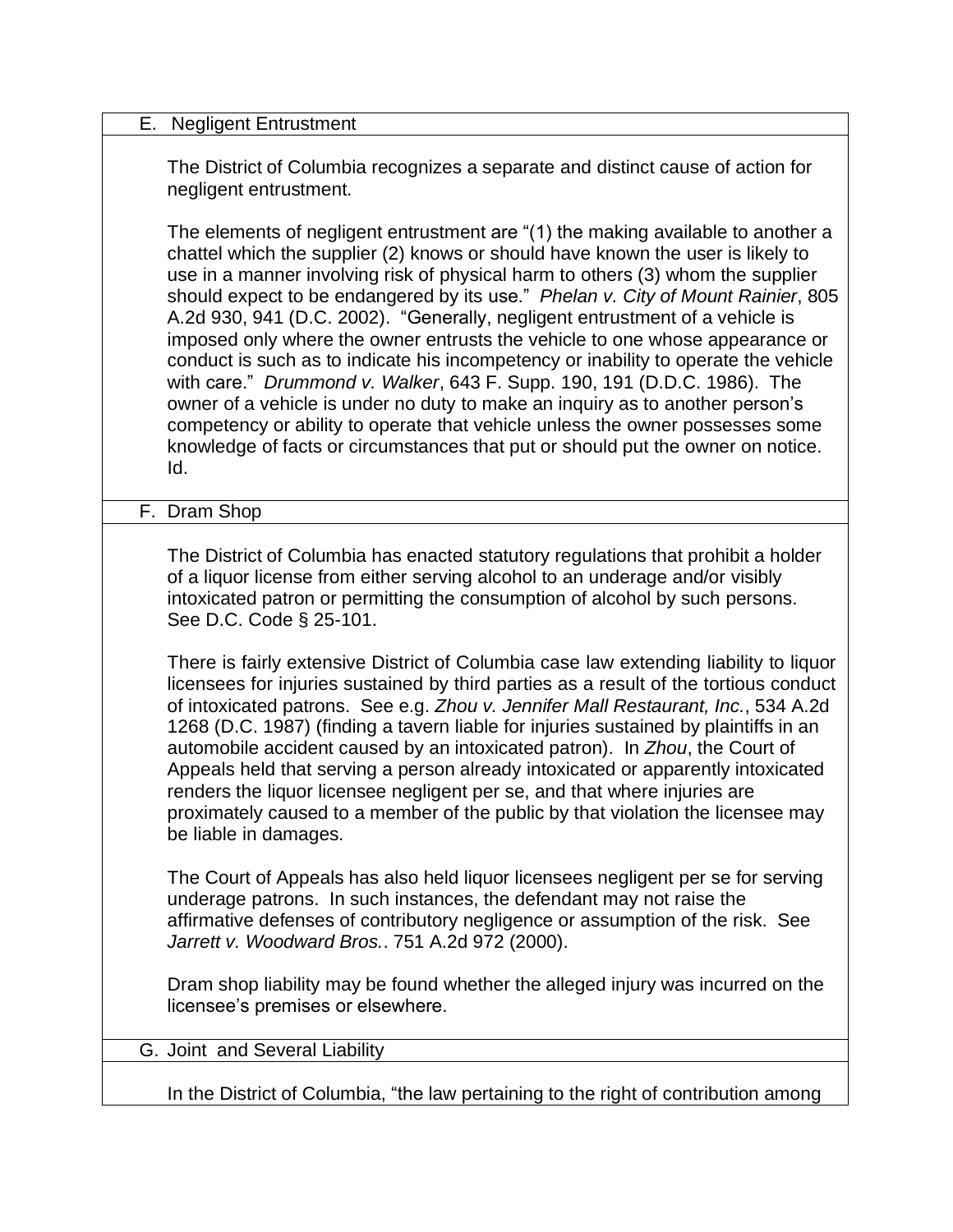### E. Negligent Entrustment

The District of Columbia recognizes a separate and distinct cause of action for negligent entrustment.

The elements of negligent entrustment are "(1) the making available to another a chattel which the supplier (2) knows or should have known the user is likely to use in a manner involving risk of physical harm to others (3) whom the supplier should expect to be endangered by its use." *Phelan v. City of Mount Rainier*, 805 A.2d 930, 941 (D.C. 2002). "Generally, negligent entrustment of a vehicle is imposed only where the owner entrusts the vehicle to one whose appearance or conduct is such as to indicate his incompetency or inability to operate the vehicle with care." *Drummond v. Walker*, 643 F. Supp. 190, 191 (D.D.C. 1986). The owner of a vehicle is under no duty to make an inquiry as to another person's competency or ability to operate that vehicle unless the owner possesses some knowledge of facts or circumstances that put or should put the owner on notice. Id.

### F. Dram Shop

The District of Columbia has enacted statutory regulations that prohibit a holder of a liquor license from either serving alcohol to an underage and/or visibly intoxicated patron or permitting the consumption of alcohol by such persons. See D.C. Code § 25-101.

There is fairly extensive District of Columbia case law extending liability to liquor licensees for injuries sustained by third parties as a result of the tortious conduct of intoxicated patrons. See e.g. *Zhou v. Jennifer Mall Restaurant, Inc.*, 534 A.2d 1268 (D.C. 1987) (finding a tavern liable for injuries sustained by plaintiffs in an automobile accident caused by an intoxicated patron). In *Zhou*, the Court of Appeals held that serving a person already intoxicated or apparently intoxicated renders the liquor licensee negligent per se, and that where injuries are proximately caused to a member of the public by that violation the licensee may be liable in damages.

The Court of Appeals has also held liquor licensees negligent per se for serving underage patrons. In such instances, the defendant may not raise the affirmative defenses of contributory negligence or assumption of the risk. See *Jarrett v. Woodward Bros.*. 751 A.2d 972 (2000).

Dram shop liability may be found whether the alleged injury was incurred on the licensee's premises or elsewhere.

### G. Joint and Several Liability

In the District of Columbia, "the law pertaining to the right of contribution among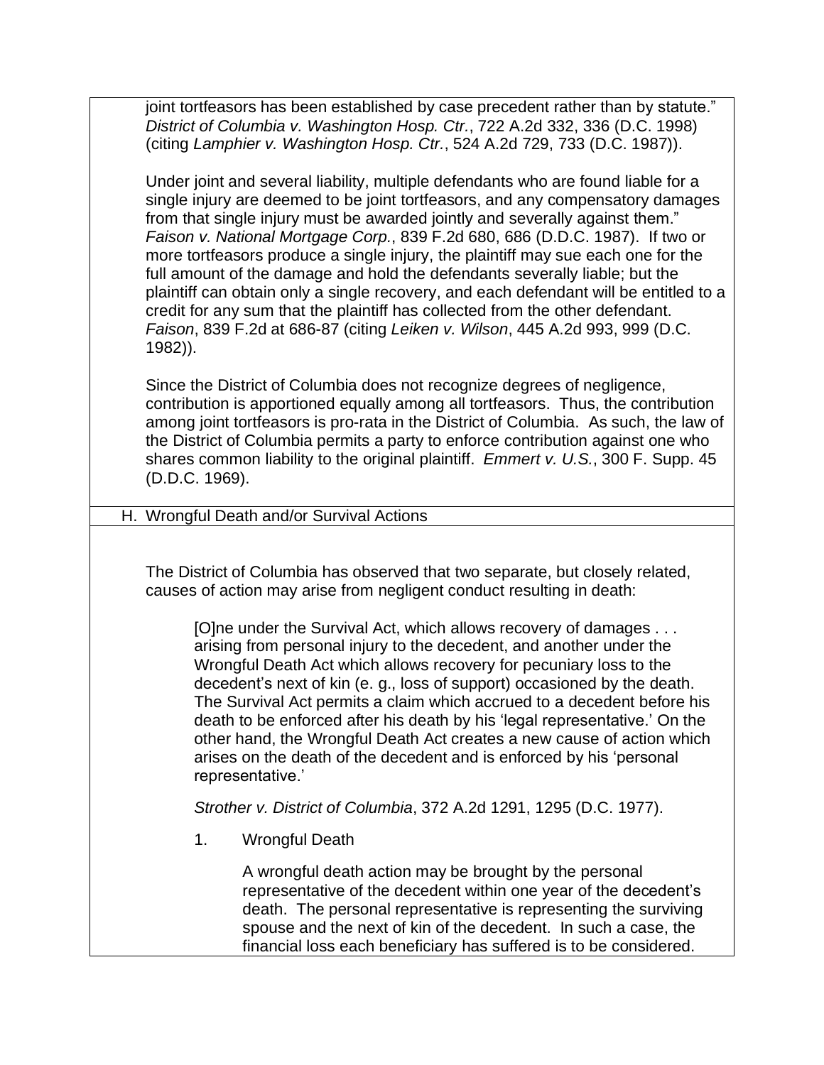joint tortfeasors has been established by case precedent rather than by statute." *District of Columbia v. Washington Hosp. Ctr.*, 722 A.2d 332, 336 (D.C. 1998) (citing *Lamphier v. Washington Hosp. Ctr.*, 524 A.2d 729, 733 (D.C. 1987)).

Under joint and several liability, multiple defendants who are found liable for a single injury are deemed to be joint tortfeasors, and any compensatory damages from that single injury must be awarded jointly and severally against them." *Faison v. National Mortgage Corp.*, 839 F.2d 680, 686 (D.D.C. 1987). If two or more tortfeasors produce a single injury, the plaintiff may sue each one for the full amount of the damage and hold the defendants severally liable; but the plaintiff can obtain only a single recovery, and each defendant will be entitled to a credit for any sum that the plaintiff has collected from the other defendant. *Faison*, 839 F.2d at 686-87 (citing *Leiken v. Wilson*, 445 A.2d 993, 999 (D.C. 1982)).

Since the District of Columbia does not recognize degrees of negligence, contribution is apportioned equally among all tortfeasors. Thus, the contribution among joint tortfeasors is pro-rata in the District of Columbia. As such, the law of the District of Columbia permits a party to enforce contribution against one who shares common liability to the original plaintiff. *Emmert v. U.S.*, 300 F. Supp. 45 (D.D.C. 1969).

## H. Wrongful Death and/or Survival Actions

The District of Columbia has observed that two separate, but closely related, causes of action may arise from negligent conduct resulting in death:

> [O]ne under the Survival Act, which allows recovery of damages . . . arising from personal injury to the decedent, and another under the Wrongful Death Act which allows recovery for pecuniary loss to the decedent's next of kin (e. g., loss of support) occasioned by the death. The Survival Act permits a claim which accrued to a decedent before his death to be enforced after his death by his 'legal representative.' On the other hand, the Wrongful Death Act creates a new cause of action which arises on the death of the decedent and is enforced by his 'personal representative.'
>
> *Strother v. District of Columbia*, 372 A.2d 1291, 1295 (D.C. 1977).

### 1. Wrongful Death

A wrongful death action may be brought by the personal representative of the decedent within one year of the decedent's death. The personal representative is representing the surviving spouse and the next of kin of the decedent. In such a case, the financial loss each beneficiary has suffered is to be considered.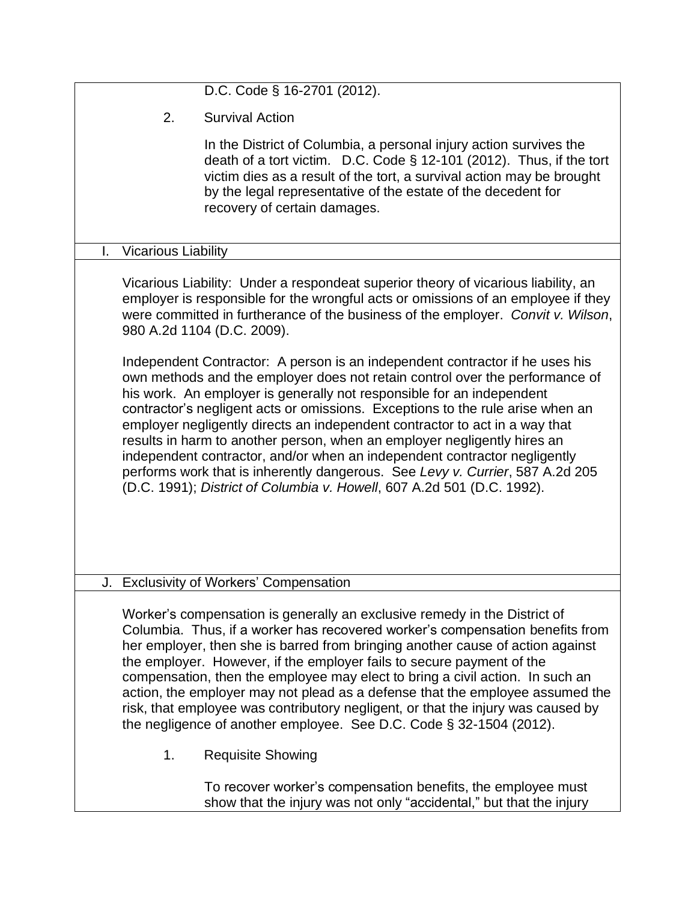D.C. Code § 16-2701 (2012).

2. Survival Action

In the District of Columbia, a personal injury action survives the death of a tort victim. D.C. Code § 12-101 (2012). Thus, if the tort victim dies as a result of the tort, a survival action may be brought by the legal representative of the estate of the decedent for recovery of certain damages.

## I. Vicarious Liability

Vicarious Liability: Under a respondeat superior theory of vicarious liability, an employer is responsible for the wrongful acts or omissions of an employee if they were committed in furtherance of the business of the employer. *Convit v. Wilson*, 980 A.2d 1104 (D.C. 2009).

Independent Contractor: A person is an independent contractor if he uses his own methods and the employer does not retain control over the performance of his work. An employer is generally not responsible for an independent contractor's negligent acts or omissions. Exceptions to the rule arise when an employer negligently directs an independent contractor to act in a way that results in harm to another person, when an employer negligently hires an independent contractor, and/or when an independent contractor negligently performs work that is inherently dangerous. See *Levy v. Currier*, 587 A.2d 205 (D.C. 1991); *District of Columbia v. Howell*, 607 A.2d 501 (D.C. 1992).

## J. Exclusivity of Workers' Compensation

Worker's compensation is generally an exclusive remedy in the District of Columbia. Thus, if a worker has recovered worker's compensation benefits from her employer, then she is barred from bringing another cause of action against the employer. However, if the employer fails to secure payment of the compensation, then the employee may elect to bring a civil action. In such an action, the employer may not plead as a defense that the employee assumed the risk, that employee was contributory negligent, or that the injury was caused by the negligence of another employee. See D.C. Code § 32-1504 (2012).

1. Requisite Showing

To recover worker's compensation benefits, the employee must show that the injury was not only "accidental," but that the injury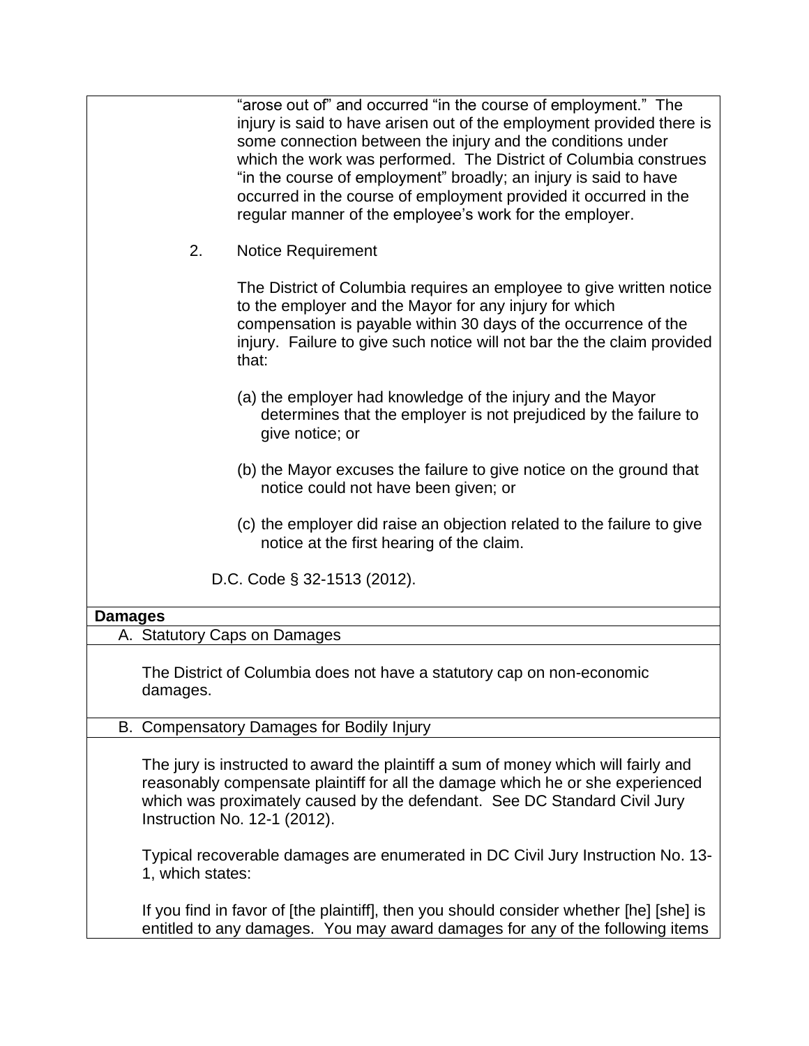"arose out of" and occurred "in the course of employment." The injury is said to have arisen out of the employment provided there is some connection between the injury and the conditions under which the work was performed. The District of Columbia construes "in the course of employment" broadly; an injury is said to have occurred in the course of employment provided it occurred in the regular manner of the employee's work for the employer.

2. Notice Requirement

The District of Columbia requires an employee to give written notice to the employer and the Mayor for any injury for which compensation is payable within 30 days of the occurrence of the injury. Failure to give such notice will not bar the the claim provided that:

(a) the employer had knowledge of the injury and the Mayor determines that the employer is not prejudiced by the failure to give notice; or

(b) the Mayor excuses the failure to give notice on the ground that notice could not have been given; or

(c) the employer did raise an objection related to the failure to give notice at the first hearing of the claim.

D.C. Code § 32-1513 (2012).

**Damages**

A. Statutory Caps on Damages

The District of Columbia does not have a statutory cap on non-economic damages.

B. Compensatory Damages for Bodily Injury

The jury is instructed to award the plaintiff a sum of money which will fairly and reasonably compensate plaintiff for all the damage which he or she experienced which was proximately caused by the defendant. See DC Standard Civil Jury Instruction No. 12-1 (2012).

Typical recoverable damages are enumerated in DC Civil Jury Instruction No. 13-1, which states:

If you find in favor of [the plaintiff], then you should consider whether [he] [she] is entitled to any damages. You may award damages for any of the following items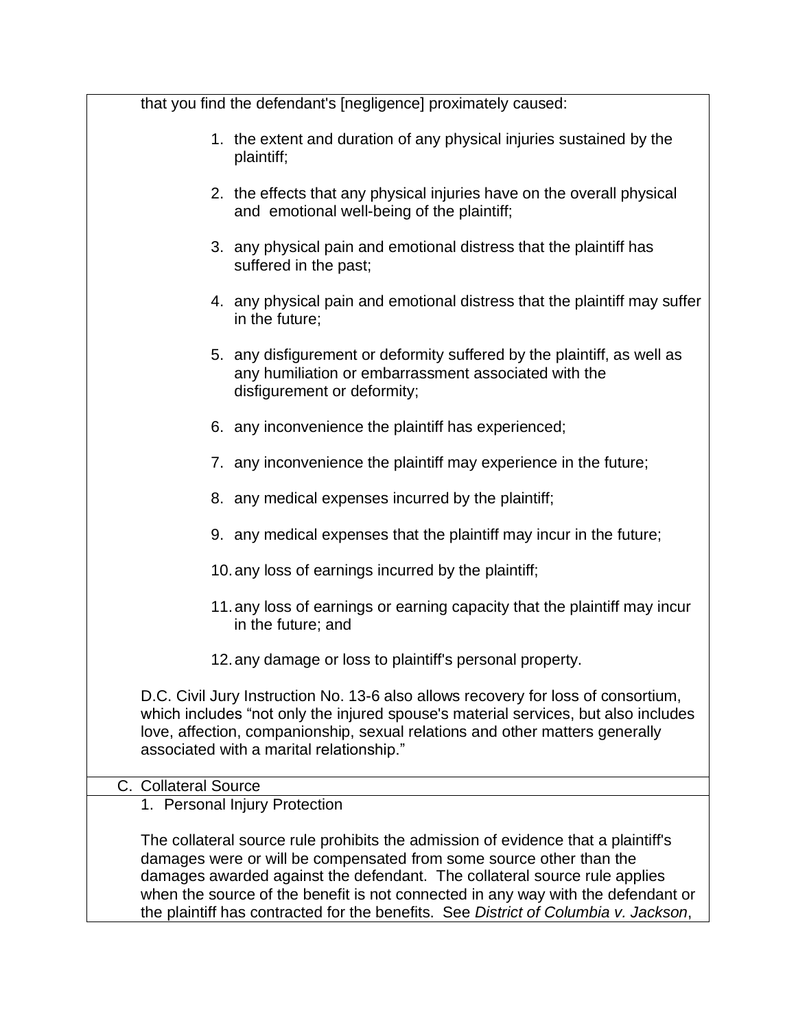that you find the defendant's [negligence] proximately caused:

1. the extent and duration of any physical injuries sustained by the plaintiff;
2. the effects that any physical injuries have on the overall physical and emotional well-being of the plaintiff;
3. any physical pain and emotional distress that the plaintiff has suffered in the past;
4. any physical pain and emotional distress that the plaintiff may suffer in the future;
5. any disfigurement or deformity suffered by the plaintiff, as well as any humiliation or embarrassment associated with the disfigurement or deformity;
6. any inconvenience the plaintiff has experienced;
7. any inconvenience the plaintiff may experience in the future;
8. any medical expenses incurred by the plaintiff;
9. any medical expenses that the plaintiff may incur in the future;
10. any loss of earnings incurred by the plaintiff;
11. any loss of earnings or earning capacity that the plaintiff may incur in the future; and
12. any damage or loss to plaintiff's personal property.

D.C. Civil Jury Instruction No. 13-6 also allows recovery for loss of consortium, which includes "not only the injured spouse's material services, but also includes love, affection, companionship, sexual relations and other matters generally associated with a marital relationship."

## C. Collateral Source

### 1. Personal Injury Protection

The collateral source rule prohibits the admission of evidence that a plaintiff's damages were or will be compensated from some source other than the damages awarded against the defendant. The collateral source rule applies when the source of the benefit is not connected in any way with the defendant or the plaintiff has contracted for the benefits. See *District of Columbia v. Jackson*,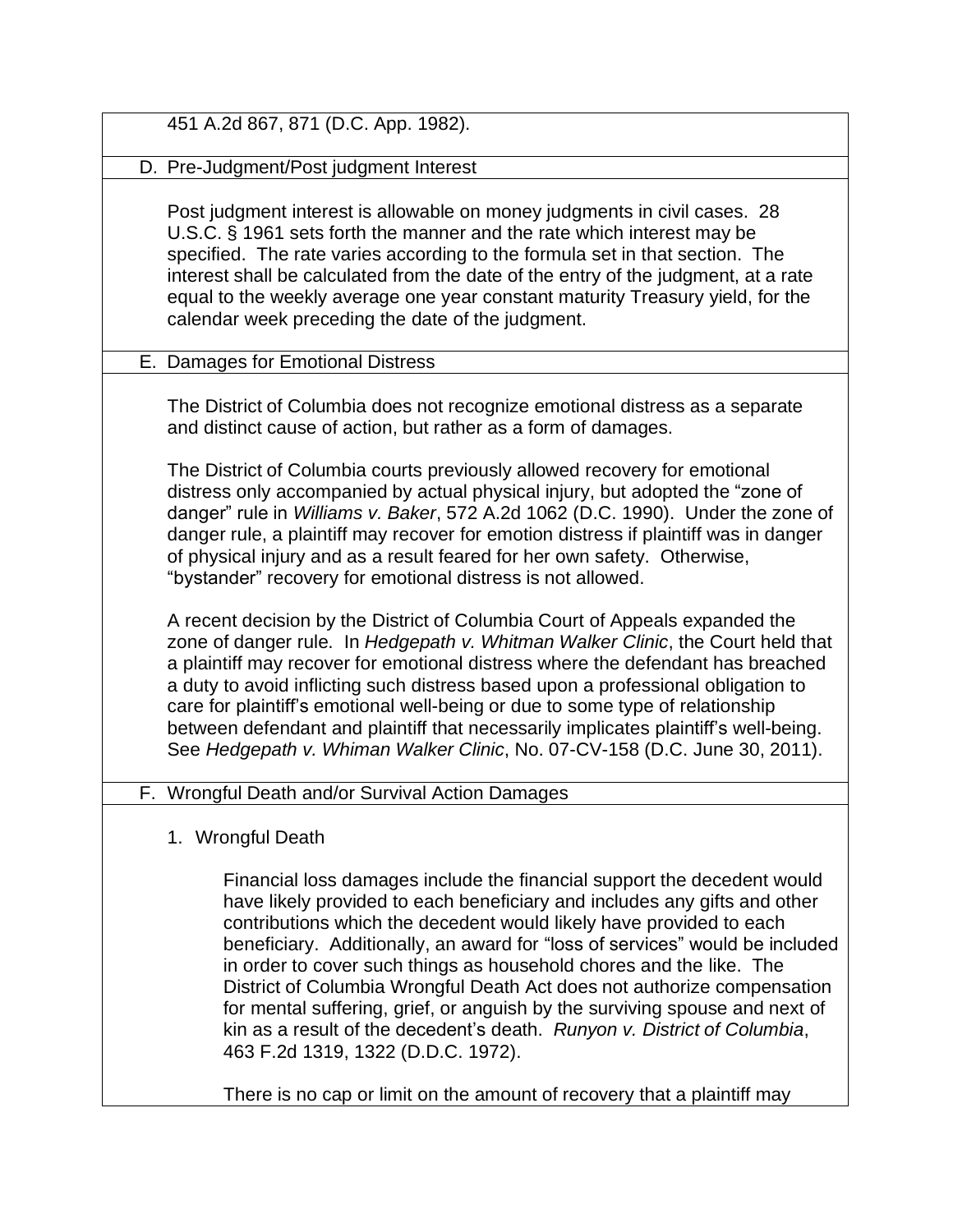451 A.2d 867, 871 (D.C. App. 1982).

D. Pre-Judgment/Post judgment Interest

Post judgment interest is allowable on money judgments in civil cases. 28 U.S.C. § 1961 sets forth the manner and the rate which interest may be specified. The rate varies according to the formula set in that section. The interest shall be calculated from the date of the entry of the judgment, at a rate equal to the weekly average one year constant maturity Treasury yield, for the calendar week preceding the date of the judgment.

E. Damages for Emotional Distress

The District of Columbia does not recognize emotional distress as a separate and distinct cause of action, but rather as a form of damages.

The District of Columbia courts previously allowed recovery for emotional distress only accompanied by actual physical injury, but adopted the "zone of danger" rule in *Williams v. Baker*, 572 A.2d 1062 (D.C. 1990). Under the zone of danger rule, a plaintiff may recover for emotion distress if plaintiff was in danger of physical injury and as a result feared for her own safety. Otherwise, "bystander" recovery for emotional distress is not allowed.

A recent decision by the District of Columbia Court of Appeals expanded the zone of danger rule. In *Hedgepath v. Whitman Walker Clinic*, the Court held that a plaintiff may recover for emotional distress where the defendant has breached a duty to avoid inflicting such distress based upon a professional obligation to care for plaintiff's emotional well-being or due to some type of relationship between defendant and plaintiff that necessarily implicates plaintiff's well-being. See *Hedgepath v. Whiman Walker Clinic*, No. 07-CV-158 (D.C. June 30, 2011).

F. Wrongful Death and/or Survival Action Damages

1. Wrongful Death

   Financial loss damages include the financial support the decedent would have likely provided to each beneficiary and includes any gifts and other contributions which the decedent would likely have provided to each beneficiary. Additionally, an award for "loss of services" would be included in order to cover such things as household chores and the like. The District of Columbia Wrongful Death Act does not authorize compensation for mental suffering, grief, or anguish by the surviving spouse and next of kin as a result of the decedent's death. *Runyon v. District of Columbia*, 463 F.2d 1319, 1322 (D.D.C. 1972).

   There is no cap or limit on the amount of recovery that a plaintiff may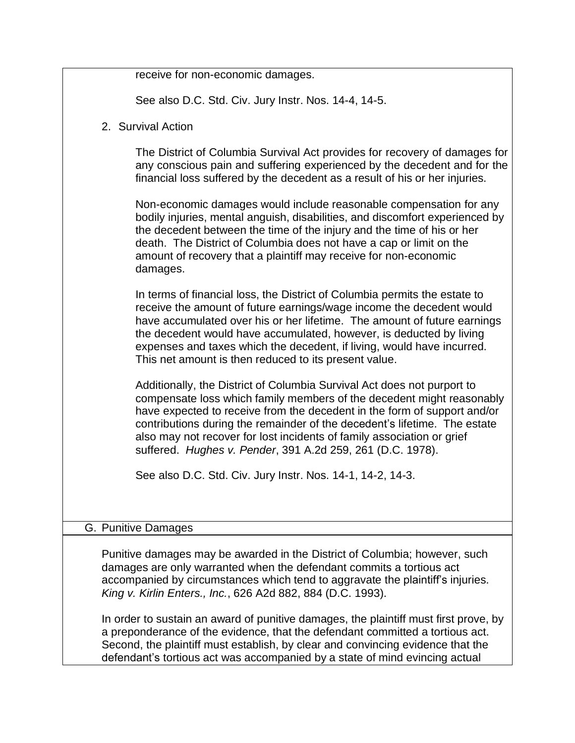receive for non-economic damages.

See also D.C. Std. Civ. Jury Instr. Nos. 14-4, 14-5.

2. Survival Action

The District of Columbia Survival Act provides for recovery of damages for any conscious pain and suffering experienced by the decedent and for the financial loss suffered by the decedent as a result of his or her injuries.

Non-economic damages would include reasonable compensation for any bodily injuries, mental anguish, disabilities, and discomfort experienced by the decedent between the time of the injury and the time of his or her death. The District of Columbia does not have a cap or limit on the amount of recovery that a plaintiff may receive for non-economic damages.

In terms of financial loss, the District of Columbia permits the estate to receive the amount of future earnings/wage income the decedent would have accumulated over his or her lifetime. The amount of future earnings the decedent would have accumulated, however, is deducted by living expenses and taxes which the decedent, if living, would have incurred. This net amount is then reduced to its present value.

Additionally, the District of Columbia Survival Act does not purport to compensate loss which family members of the decedent might reasonably have expected to receive from the decedent in the form of support and/or contributions during the remainder of the decedent's lifetime. The estate also may not recover for lost incidents of family association or grief suffered. *Hughes v. Pender*, 391 A.2d 259, 261 (D.C. 1978).

See also D.C. Std. Civ. Jury Instr. Nos. 14-1, 14-2, 14-3.

## G. Punitive Damages

Punitive damages may be awarded in the District of Columbia; however, such damages are only warranted when the defendant commits a tortious act accompanied by circumstances which tend to aggravate the plaintiff's injuries. *King v. Kirlin Enters., Inc.*, 626 A2d 882, 884 (D.C. 1993).

In order to sustain an award of punitive damages, the plaintiff must first prove, by a preponderance of the evidence, that the defendant committed a tortious act. Second, the plaintiff must establish, by clear and convincing evidence that the defendant's tortious act was accompanied by a state of mind evincing actual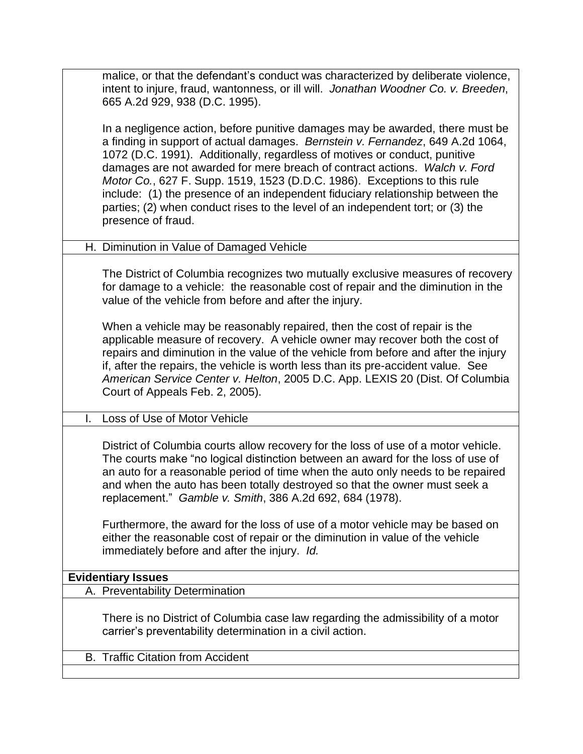malice, or that the defendant's conduct was characterized by deliberate violence, intent to injure, fraud, wantonness, or ill will. *Jonathan Woodner Co. v. Breeden*, 665 A.2d 929, 938 (D.C. 1995).

In a negligence action, before punitive damages may be awarded, there must be a finding in support of actual damages. *Bernstein v. Fernandez*, 649 A.2d 1064, 1072 (D.C. 1991). Additionally, regardless of motives or conduct, punitive damages are not awarded for mere breach of contract actions. *Walch v. Ford Motor Co.*, 627 F. Supp. 1519, 1523 (D.D.C. 1986). Exceptions to this rule include: (1) the presence of an independent fiduciary relationship between the parties; (2) when conduct rises to the level of an independent tort; or (3) the presence of fraud.

### H. Diminution in Value of Damaged Vehicle

The District of Columbia recognizes two mutually exclusive measures of recovery for damage to a vehicle: the reasonable cost of repair and the diminution in the value of the vehicle from before and after the injury.

When a vehicle may be reasonably repaired, then the cost of repair is the applicable measure of recovery. A vehicle owner may recover both the cost of repairs and diminution in the value of the vehicle from before and after the injury if, after the repairs, the vehicle is worth less than its pre-accident value. See *American Service Center v. Helton*, 2005 D.C. App. LEXIS 20 (Dist. Of Columbia Court of Appeals Feb. 2, 2005).

### I. Loss of Use of Motor Vehicle

District of Columbia courts allow recovery for the loss of use of a motor vehicle. The courts make "no logical distinction between an award for the loss of use of an auto for a reasonable period of time when the auto only needs to be repaired and when the auto has been totally destroyed so that the owner must seek a replacement." *Gamble v. Smith*, 386 A.2d 692, 684 (1978).

Furthermore, the award for the loss of use of a motor vehicle may be based on either the reasonable cost of repair or the diminution in value of the vehicle immediately before and after the injury. *Id.*

## Evidentiary Issues

### A. Preventability Determination

There is no District of Columbia case law regarding the admissibility of a motor carrier's preventability determination in a civil action.

### B. Traffic Citation from Accident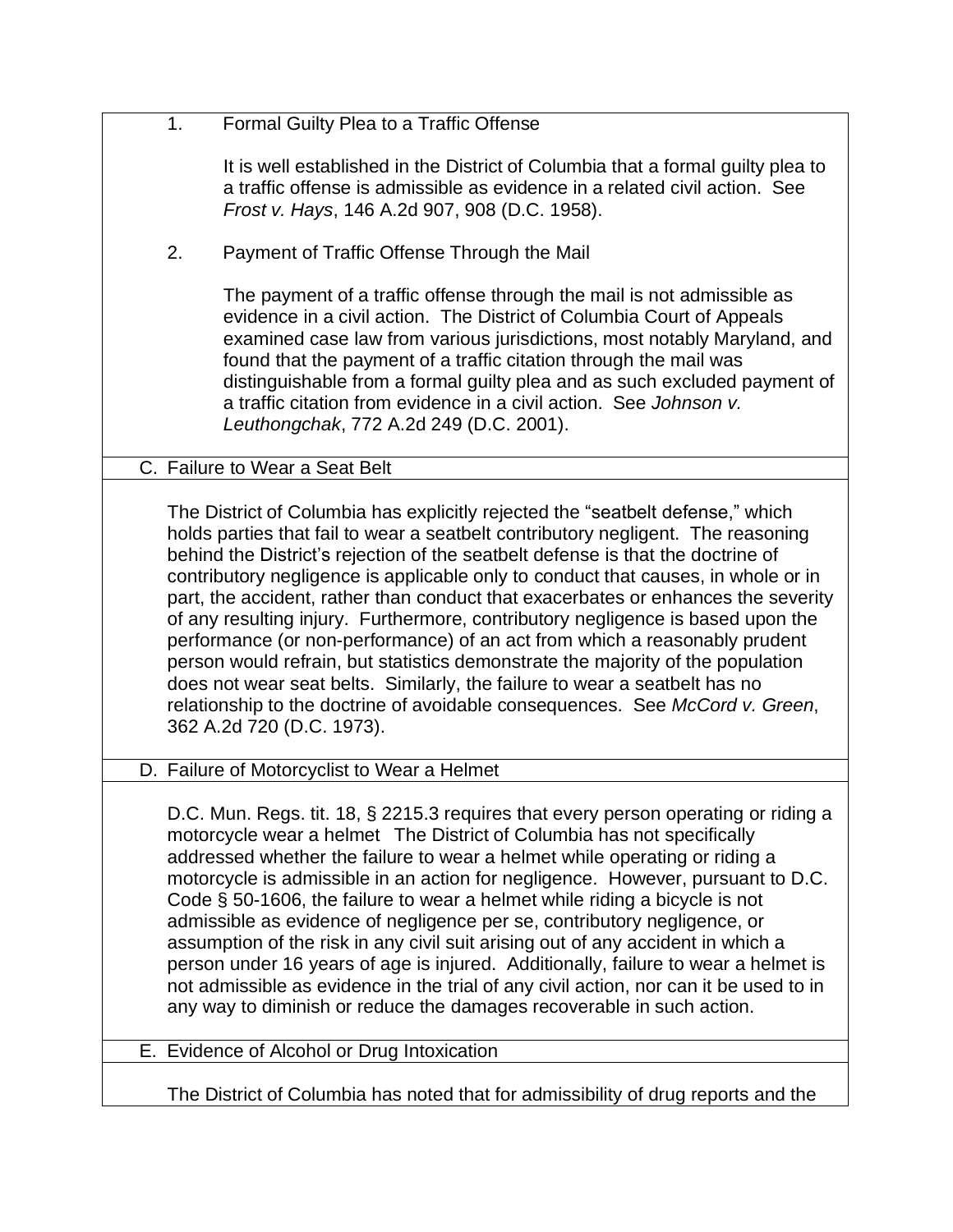1. Formal Guilty Plea to a Traffic Offense

   It is well established in the District of Columbia that a formal guilty plea to a traffic offense is admissible as evidence in a related civil action. See *Frost v. Hays*, 146 A.2d 907, 908 (D.C. 1958).

2. Payment of Traffic Offense Through the Mail

   The payment of a traffic offense through the mail is not admissible as evidence in a civil action. The District of Columbia Court of Appeals examined case law from various jurisdictions, most notably Maryland, and found that the payment of a traffic citation through the mail was distinguishable from a formal guilty plea and as such excluded payment of a traffic citation from evidence in a civil action. See *Johnson v. Leuthongchak*, 772 A.2d 249 (D.C. 2001).

### C. Failure to Wear a Seat Belt

The District of Columbia has explicitly rejected the "seatbelt defense," which holds parties that fail to wear a seatbelt contributory negligent. The reasoning behind the District's rejection of the seatbelt defense is that the doctrine of contributory negligence is applicable only to conduct that causes, in whole or in part, the accident, rather than conduct that exacerbates or enhances the severity of any resulting injury. Furthermore, contributory negligence is based upon the performance (or non-performance) of an act from which a reasonably prudent person would refrain, but statistics demonstrate the majority of the population does not wear seat belts. Similarly, the failure to wear a seatbelt has no relationship to the doctrine of avoidable consequences. See *McCord v. Green*, 362 A.2d 720 (D.C. 1973).

### D. Failure of Motorcyclist to Wear a Helmet

D.C. Mun. Regs. tit. 18, § 2215.3 requires that every person operating or riding a motorcycle wear a helmet The District of Columbia has not specifically addressed whether the failure to wear a helmet while operating or riding a motorcycle is admissible in an action for negligence. However, pursuant to D.C. Code § 50-1606, the failure to wear a helmet while riding a bicycle is not admissible as evidence of negligence per se, contributory negligence, or assumption of the risk in any civil suit arising out of any accident in which a person under 16 years of age is injured. Additionally, failure to wear a helmet is not admissible as evidence in the trial of any civil action, nor can it be used to in any way to diminish or reduce the damages recoverable in such action.

### E. Evidence of Alcohol or Drug Intoxication

The District of Columbia has noted that for admissibility of drug reports and the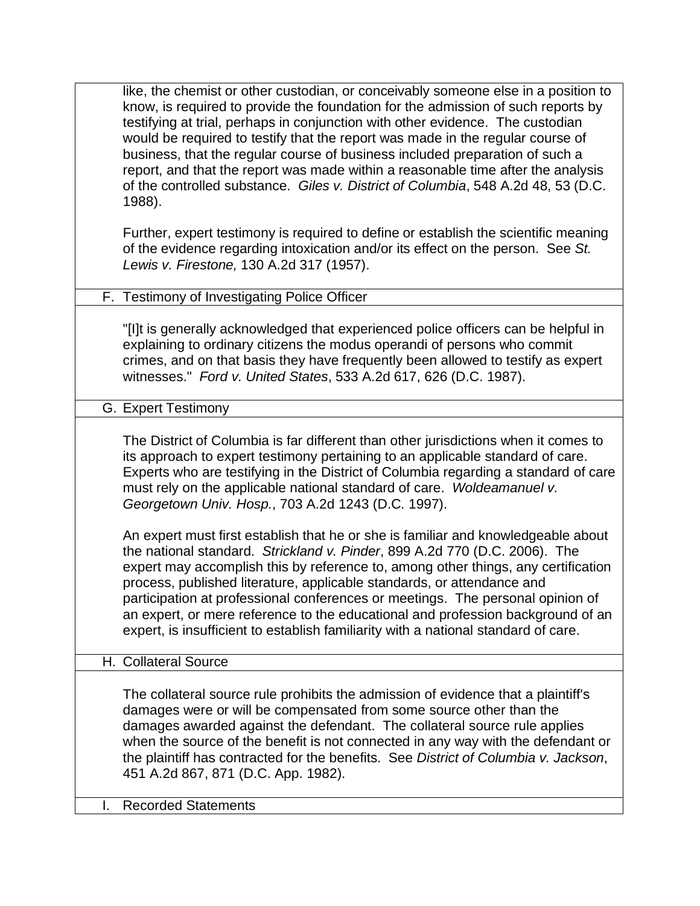like, the chemist or other custodian, or conceivably someone else in a position to know, is required to provide the foundation for the admission of such reports by testifying at trial, perhaps in conjunction with other evidence. The custodian would be required to testify that the report was made in the regular course of business, that the regular course of business included preparation of such a report, and that the report was made within a reasonable time after the analysis of the controlled substance. *Giles v. District of Columbia*, 548 A.2d 48, 53 (D.C. 1988).

Further, expert testimony is required to define or establish the scientific meaning of the evidence regarding intoxication and/or its effect on the person. See *St. Lewis v. Firestone,* 130 A.2d 317 (1957).

## F. Testimony of Investigating Police Officer

"[I]t is generally acknowledged that experienced police officers can be helpful in explaining to ordinary citizens the modus operandi of persons who commit crimes, and on that basis they have frequently been allowed to testify as expert witnesses." *Ford v. United States*, 533 A.2d 617, 626 (D.C. 1987).

## G. Expert Testimony

The District of Columbia is far different than other jurisdictions when it comes to its approach to expert testimony pertaining to an applicable standard of care. Experts who are testifying in the District of Columbia regarding a standard of care must rely on the applicable national standard of care. *Woldeamanuel v. Georgetown Univ. Hosp.*, 703 A.2d 1243 (D.C. 1997).

An expert must first establish that he or she is familiar and knowledgeable about the national standard. *Strickland v. Pinder*, 899 A.2d 770 (D.C. 2006). The expert may accomplish this by reference to, among other things, any certification process, published literature, applicable standards, or attendance and participation at professional conferences or meetings. The personal opinion of an expert, or mere reference to the educational and profession background of an expert, is insufficient to establish familiarity with a national standard of care.

## H. Collateral Source

The collateral source rule prohibits the admission of evidence that a plaintiff's damages were or will be compensated from some source other than the damages awarded against the defendant. The collateral source rule applies when the source of the benefit is not connected in any way with the defendant or the plaintiff has contracted for the benefits. See *District of Columbia v. Jackson*, 451 A.2d 867, 871 (D.C. App. 1982).

## I. Recorded Statements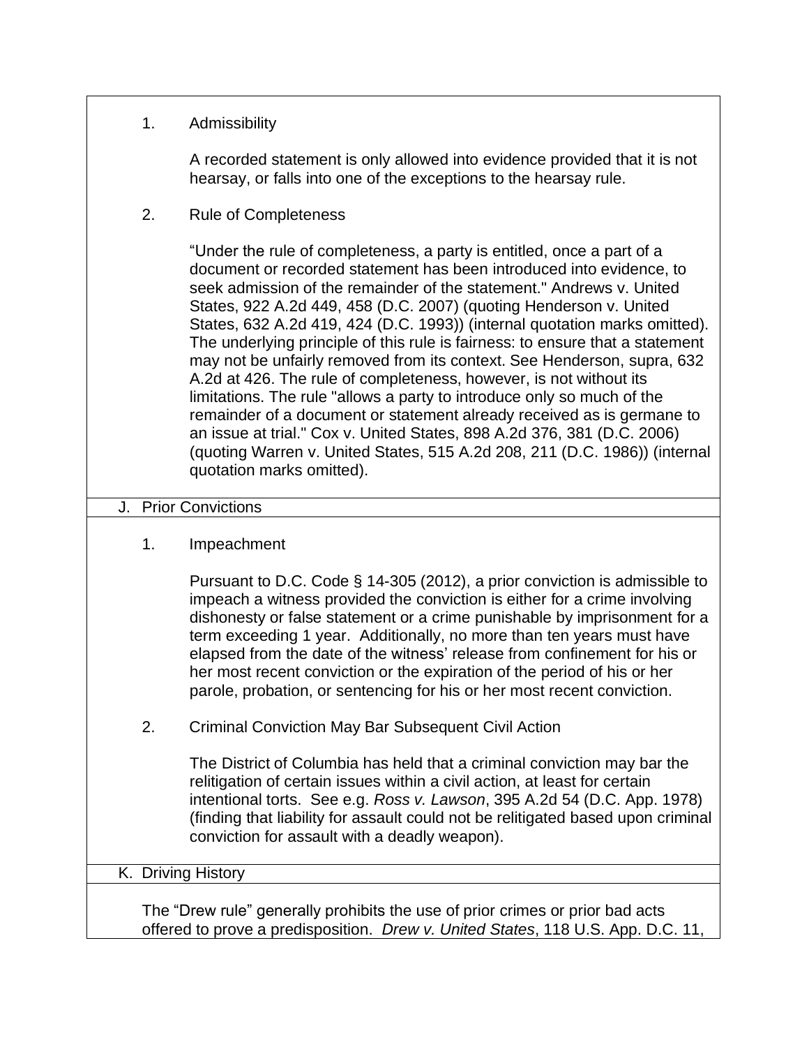1. Admissibility

A recorded statement is only allowed into evidence provided that it is not hearsay, or falls into one of the exceptions to the hearsay rule.

2. Rule of Completeness

"Under the rule of completeness, a party is entitled, once a part of a document or recorded statement has been introduced into evidence, to seek admission of the remainder of the statement." Andrews v. United States, 922 A.2d 449, 458 (D.C. 2007) (quoting Henderson v. United States, 632 A.2d 419, 424 (D.C. 1993)) (internal quotation marks omitted). The underlying principle of this rule is fairness: to ensure that a statement may not be unfairly removed from its context. See Henderson, supra, 632 A.2d at 426. The rule of completeness, however, is not without its limitations. The rule "allows a party to introduce only so much of the remainder of a document or statement already received as is germane to an issue at trial." Cox v. United States, 898 A.2d 376, 381 (D.C. 2006) (quoting Warren v. United States, 515 A.2d 208, 211 (D.C. 1986)) (internal quotation marks omitted).

## J. Prior Convictions

1. Impeachment

Pursuant to D.C. Code § 14-305 (2012), a prior conviction is admissible to impeach a witness provided the conviction is either for a crime involving dishonesty or false statement or a crime punishable by imprisonment for a term exceeding 1 year. Additionally, no more than ten years must have elapsed from the date of the witness' release from confinement for his or her most recent conviction or the expiration of the period of his or her parole, probation, or sentencing for his or her most recent conviction.

2. Criminal Conviction May Bar Subsequent Civil Action

The District of Columbia has held that a criminal conviction may bar the relitigation of certain issues within a civil action, at least for certain intentional torts. See e.g. *Ross v. Lawson*, 395 A.2d 54 (D.C. App. 1978) (finding that liability for assault could not be relitigated based upon criminal conviction for assault with a deadly weapon).

## K. Driving History

The "Drew rule" generally prohibits the use of prior crimes or prior bad acts offered to prove a predisposition. *Drew v. United States*, 118 U.S. App. D.C. 11,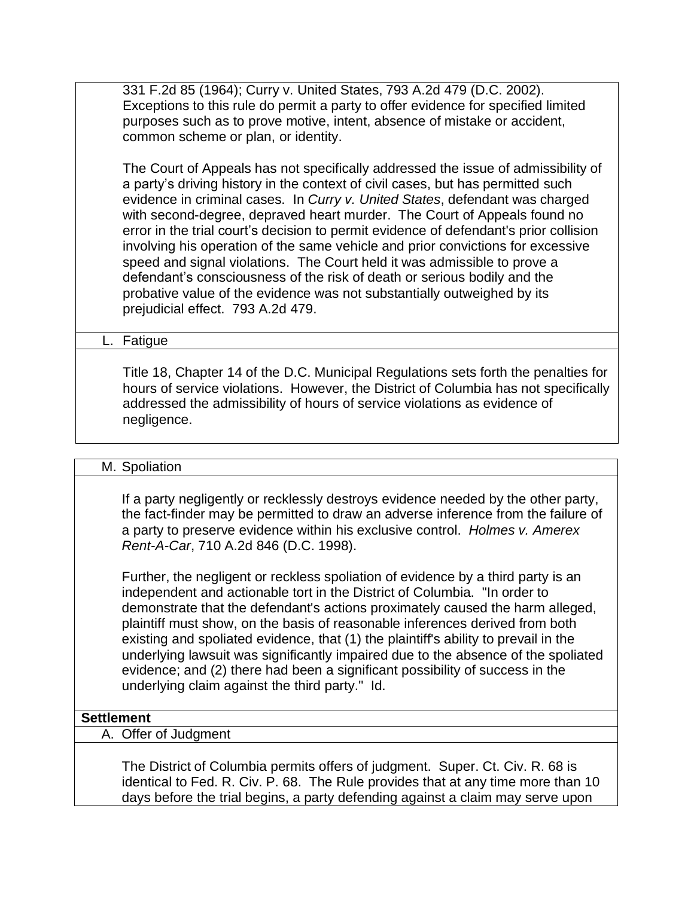331 F.2d 85 (1964); Curry v. United States, 793 A.2d 479 (D.C. 2002). Exceptions to this rule do permit a party to offer evidence for specified limited purposes such as to prove motive, intent, absence of mistake or accident, common scheme or plan, or identity.

The Court of Appeals has not specifically addressed the issue of admissibility of a party's driving history in the context of civil cases, but has permitted such evidence in criminal cases. In *Curry v. United States*, defendant was charged with second-degree, depraved heart murder. The Court of Appeals found no error in the trial court's decision to permit evidence of defendant's prior collision involving his operation of the same vehicle and prior convictions for excessive speed and signal violations. The Court held it was admissible to prove a defendant's consciousness of the risk of death or serious bodily and the probative value of the evidence was not substantially outweighed by its prejudicial effect. 793 A.2d 479.

### L. Fatigue

Title 18, Chapter 14 of the D.C. Municipal Regulations sets forth the penalties for hours of service violations. However, the District of Columbia has not specifically addressed the admissibility of hours of service violations as evidence of negligence.

### M. Spoliation

If a party negligently or recklessly destroys evidence needed by the other party, the fact-finder may be permitted to draw an adverse inference from the failure of a party to preserve evidence within his exclusive control. *Holmes v. Amerex Rent-A-Car*, 710 A.2d 846 (D.C. 1998).

Further, the negligent or reckless spoliation of evidence by a third party is an independent and actionable tort in the District of Columbia. "In order to demonstrate that the defendant's actions proximately caused the harm alleged, plaintiff must show, on the basis of reasonable inferences derived from both existing and spoliated evidence, that (1) the plaintiff's ability to prevail in the underlying lawsuit was significantly impaired due to the absence of the spoliated evidence; and (2) there had been a significant possibility of success in the underlying claim against the third party." Id.

## Settlement

### A. Offer of Judgment

The District of Columbia permits offers of judgment. Super. Ct. Civ. R. 68 is identical to Fed. R. Civ. P. 68. The Rule provides that at any time more than 10 days before the trial begins, a party defending against a claim may serve upon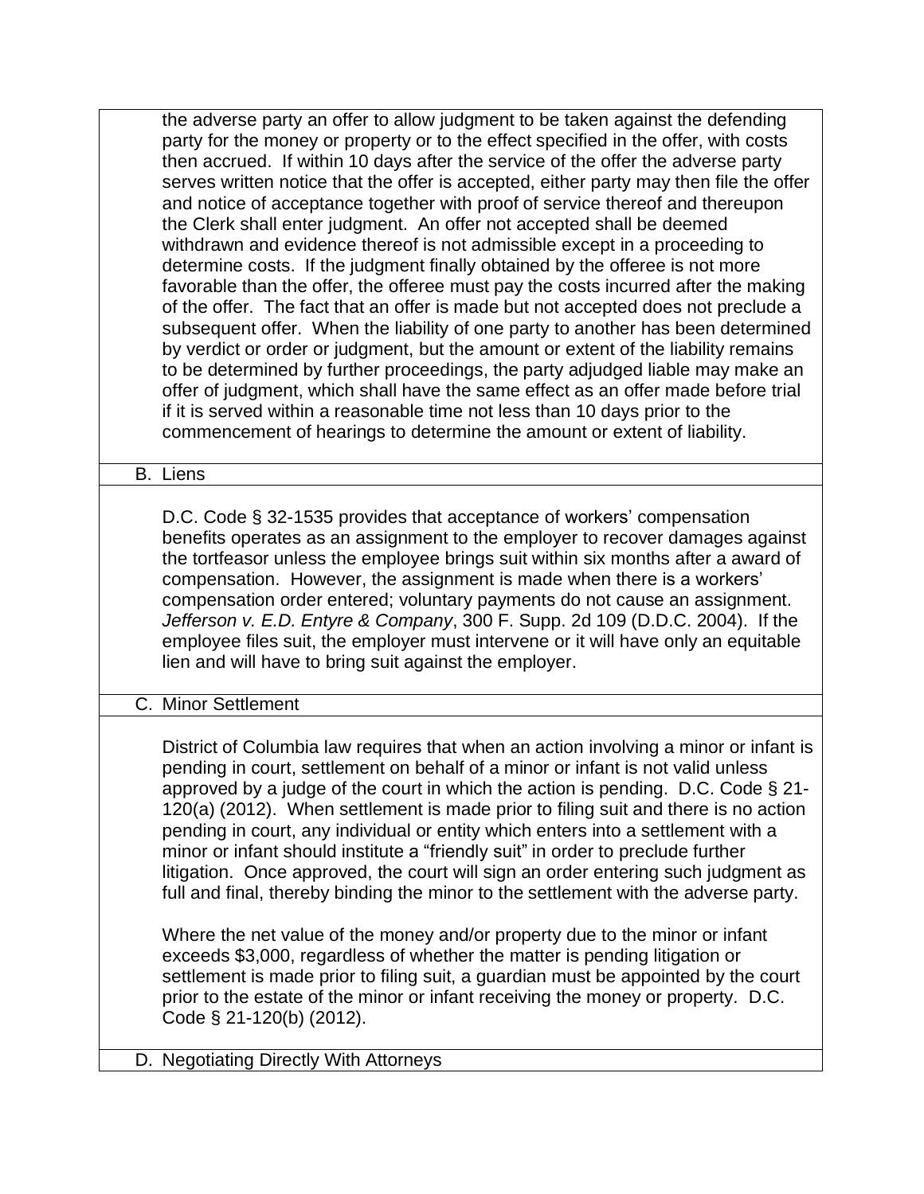the adverse party an offer to allow judgment to be taken against the defending party for the money or property or to the effect specified in the offer, with costs then accrued. If within 10 days after the service of the offer the adverse party serves written notice that the offer is accepted, either party may then file the offer and notice of acceptance together with proof of service thereof and thereupon the Clerk shall enter judgment. An offer not accepted shall be deemed withdrawn and evidence thereof is not admissible except in a proceeding to determine costs. If the judgment finally obtained by the offeree is not more favorable than the offer, the offeree must pay the costs incurred after the making of the offer. The fact that an offer is made but not accepted does not preclude a subsequent offer. When the liability of one party to another has been determined by verdict or order or judgment, but the amount or extent of the liability remains to be determined by further proceedings, the party adjudged liable may make an offer of judgment, which shall have the same effect as an offer made before trial if it is served within a reasonable time not less than 10 days prior to the commencement of hearings to determine the amount or extent of liability.

### B. Liens

D.C. Code § 32-1535 provides that acceptance of workers' compensation benefits operates as an assignment to the employer to recover damages against the tortfeasor unless the employee brings suit within six months after a award of compensation. However, the assignment is made when there is a workers' compensation order entered; voluntary payments do not cause an assignment. *Jefferson v. E.D. Entyre & Company*, 300 F. Supp. 2d 109 (D.D.C. 2004). If the employee files suit, the employer must intervene or it will have only an equitable lien and will have to bring suit against the employer.

### C. Minor Settlement

District of Columbia law requires that when an action involving a minor or infant is pending in court, settlement on behalf of a minor or infant is not valid unless approved by a judge of the court in which the action is pending. D.C. Code § 21-120(a) (2012). When settlement is made prior to filing suit and there is no action pending in court, any individual or entity which enters into a settlement with a minor or infant should institute a "friendly suit" in order to preclude further litigation. Once approved, the court will sign an order entering such judgment as full and final, thereby binding the minor to the settlement with the adverse party.

Where the net value of the money and/or property due to the minor or infant exceeds $3,000, regardless of whether the matter is pending litigation or settlement is made prior to filing suit, a guardian must be appointed by the court prior to the estate of the minor or infant receiving the money or property. D.C. Code § 21-120(b) (2012).

### D. Negotiating Directly With Attorneys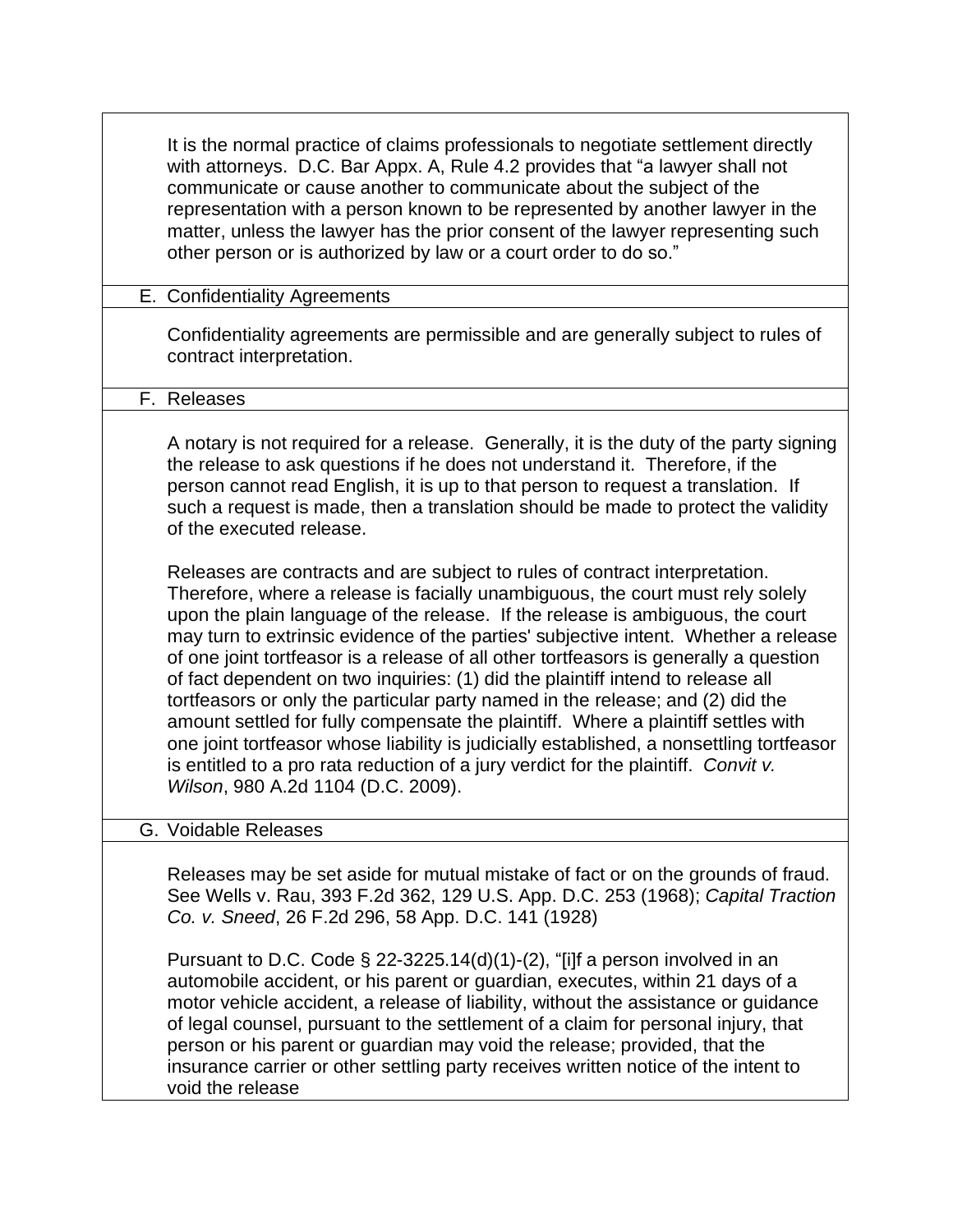It is the normal practice of claims professionals to negotiate settlement directly with attorneys. D.C. Bar Appx. A, Rule 4.2 provides that "a lawyer shall not communicate or cause another to communicate about the subject of the representation with a person known to be represented by another lawyer in the matter, unless the lawyer has the prior consent of the lawyer representing such other person or is authorized by law or a court order to do so."

### E. Confidentiality Agreements

Confidentiality agreements are permissible and are generally subject to rules of contract interpretation.

### F. Releases

A notary is not required for a release. Generally, it is the duty of the party signing the release to ask questions if he does not understand it. Therefore, if the person cannot read English, it is up to that person to request a translation. If such a request is made, then a translation should be made to protect the validity of the executed release.

Releases are contracts and are subject to rules of contract interpretation. Therefore, where a release is facially unambiguous, the court must rely solely upon the plain language of the release. If the release is ambiguous, the court may turn to extrinsic evidence of the parties' subjective intent. Whether a release of one joint tortfeasor is a release of all other tortfeasors is generally a question of fact dependent on two inquiries: (1) did the plaintiff intend to release all tortfeasors or only the particular party named in the release; and (2) did the amount settled for fully compensate the plaintiff. Where a plaintiff settles with one joint tortfeasor whose liability is judicially established, a nonsettling tortfeasor is entitled to a pro rata reduction of a jury verdict for the plaintiff. *Convit v. Wilson*, 980 A.2d 1104 (D.C. 2009).

### G. Voidable Releases

Releases may be set aside for mutual mistake of fact or on the grounds of fraud. See Wells v. Rau, 393 F.2d 362, 129 U.S. App. D.C. 253 (1968); *Capital Traction Co. v. Sneed*, 26 F.2d 296, 58 App. D.C. 141 (1928)

Pursuant to D.C. Code § 22-3225.14(d)(1)-(2), "[i]f a person involved in an automobile accident, or his parent or guardian, executes, within 21 days of a motor vehicle accident, a release of liability, without the assistance or guidance of legal counsel, pursuant to the settlement of a claim for personal injury, that person or his parent or guardian may void the release; provided, that the insurance carrier or other settling party receives written notice of the intent to void the release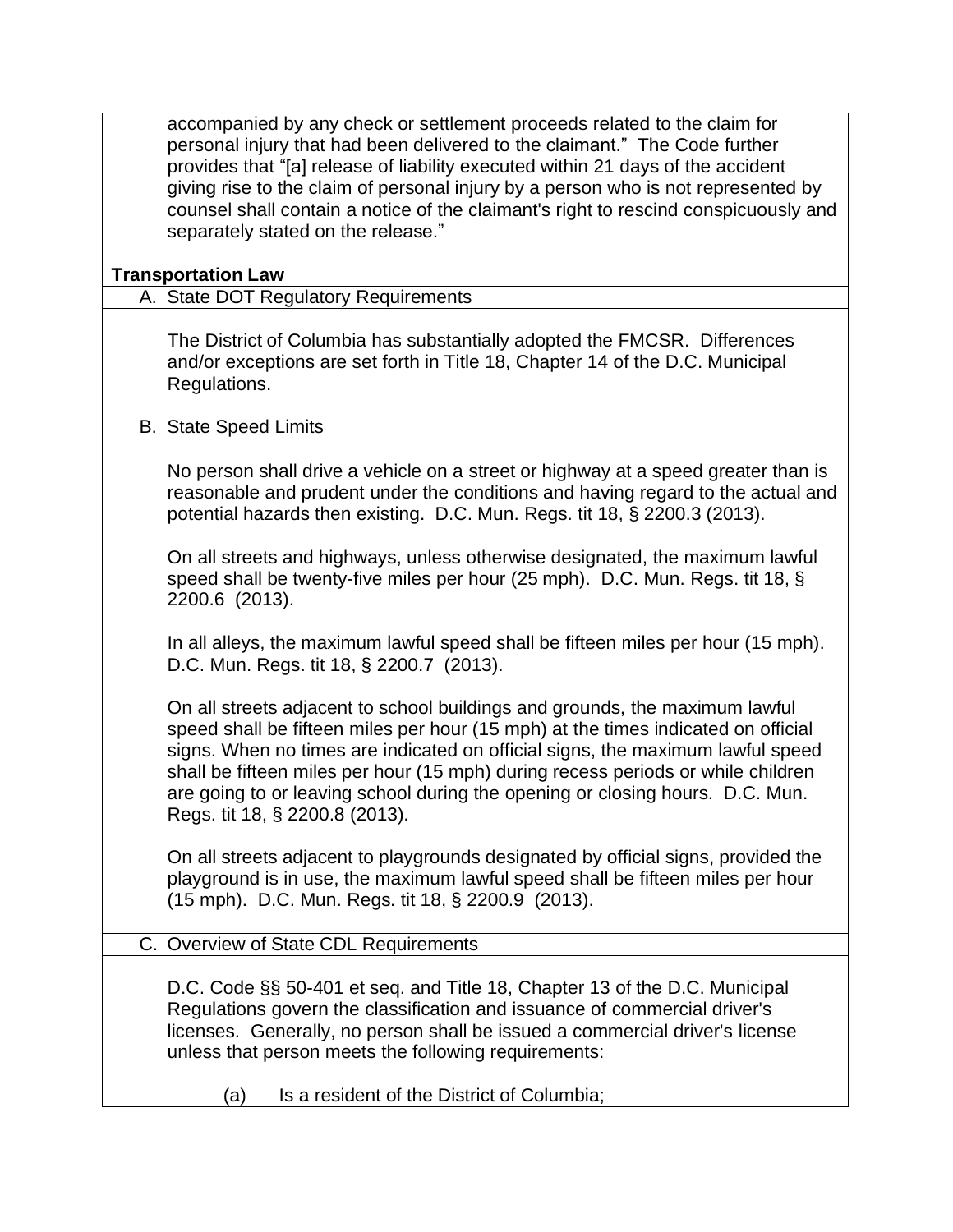accompanied by any check or settlement proceeds related to the claim for personal injury that had been delivered to the claimant." The Code further provides that "[a] release of liability executed within 21 days of the accident giving rise to the claim of personal injury by a person who is not represented by counsel shall contain a notice of the claimant's right to rescind conspicuously and separately stated on the release."

## Transportation Law

### A. State DOT Regulatory Requirements

The District of Columbia has substantially adopted the FMCSR. Differences and/or exceptions are set forth in Title 18, Chapter 14 of the D.C. Municipal Regulations.

### B. State Speed Limits

No person shall drive a vehicle on a street or highway at a speed greater than is reasonable and prudent under the conditions and having regard to the actual and potential hazards then existing. D.C. Mun. Regs. tit 18, § 2200.3 (2013).

On all streets and highways, unless otherwise designated, the maximum lawful speed shall be twenty-five miles per hour (25 mph). D.C. Mun. Regs. tit 18, § 2200.6 (2013).

In all alleys, the maximum lawful speed shall be fifteen miles per hour (15 mph). D.C. Mun. Regs. tit 18, § 2200.7 (2013).

On all streets adjacent to school buildings and grounds, the maximum lawful speed shall be fifteen miles per hour (15 mph) at the times indicated on official signs. When no times are indicated on official signs, the maximum lawful speed shall be fifteen miles per hour (15 mph) during recess periods or while children are going to or leaving school during the opening or closing hours. D.C. Mun. Regs. tit 18, § 2200.8 (2013).

On all streets adjacent to playgrounds designated by official signs, provided the playground is in use, the maximum lawful speed shall be fifteen miles per hour (15 mph). D.C. Mun. Regs. tit 18, § 2200.9 (2013).

### C. Overview of State CDL Requirements

D.C. Code §§ 50-401 et seq. and Title 18, Chapter 13 of the D.C. Municipal Regulations govern the classification and issuance of commercial driver's licenses. Generally, no person shall be issued a commercial driver's license unless that person meets the following requirements:

(a) Is a resident of the District of Columbia;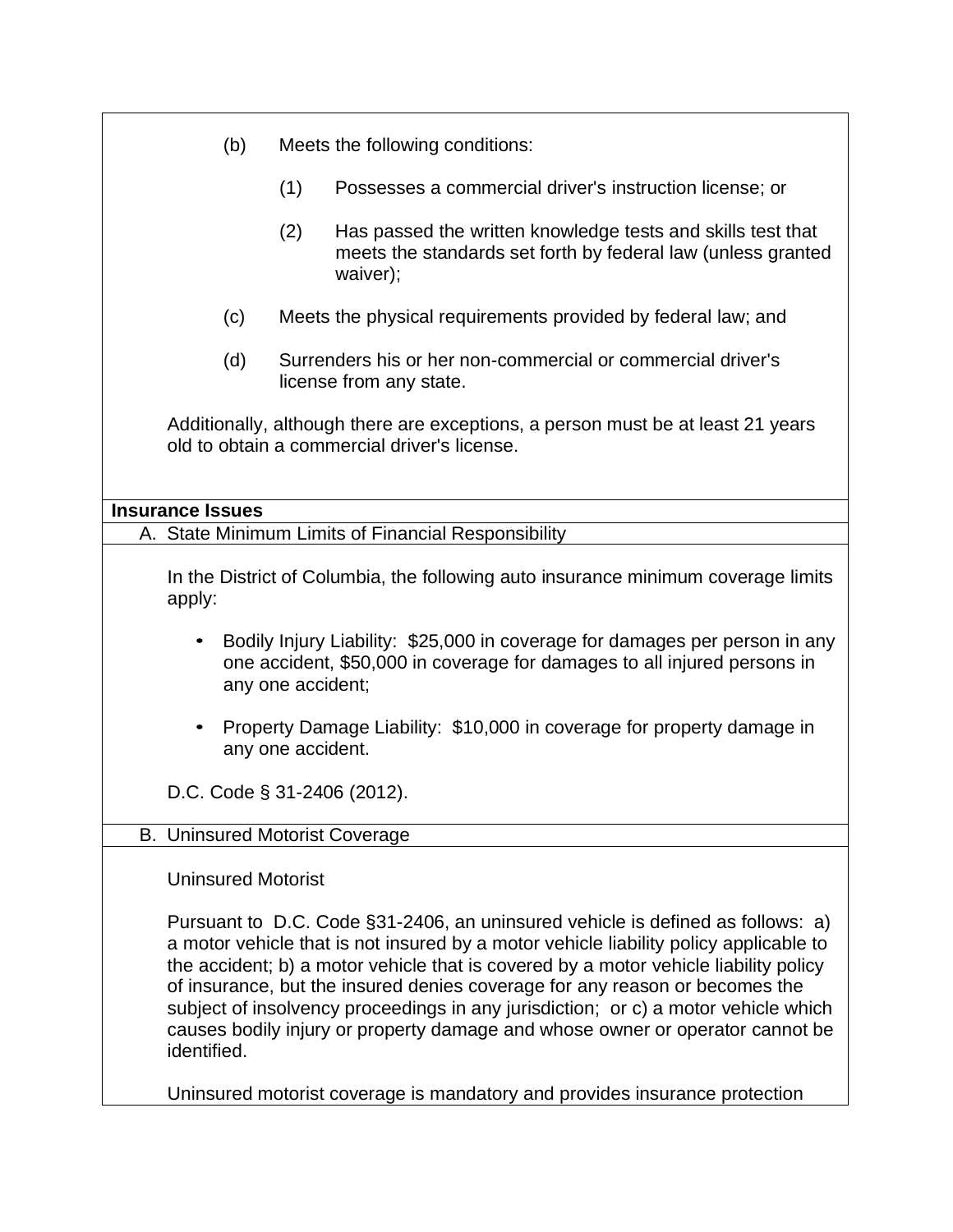(b) Meets the following conditions:

  (1) Possesses a commercial driver's instruction license; or

  (2) Has passed the written knowledge tests and skills test that meets the standards set forth by federal law (unless granted waiver);

(c) Meets the physical requirements provided by federal law; and

(d) Surrenders his or her non-commercial or commercial driver's license from any state.

Additionally, although there are exceptions, a person must be at least 21 years old to obtain a commercial driver's license.

## Insurance Issues

### A. State Minimum Limits of Financial Responsibility

In the District of Columbia, the following auto insurance minimum coverage limits apply:

- Bodily Injury Liability: $25,000 in coverage for damages per person in any one accident, $50,000 in coverage for damages to all injured persons in any one accident;
- Property Damage Liability: $10,000 in coverage for property damage in any one accident.

D.C. Code § 31-2406 (2012).

### B. Uninsured Motorist Coverage

Uninsured Motorist

Pursuant to D.C. Code §31-2406, an uninsured vehicle is defined as follows: a) a motor vehicle that is not insured by a motor vehicle liability policy applicable to the accident; b) a motor vehicle that is covered by a motor vehicle liability policy of insurance, but the insured denies coverage for any reason or becomes the subject of insolvency proceedings in any jurisdiction; or c) a motor vehicle which causes bodily injury or property damage and whose owner or operator cannot be identified.

Uninsured motorist coverage is mandatory and provides insurance protection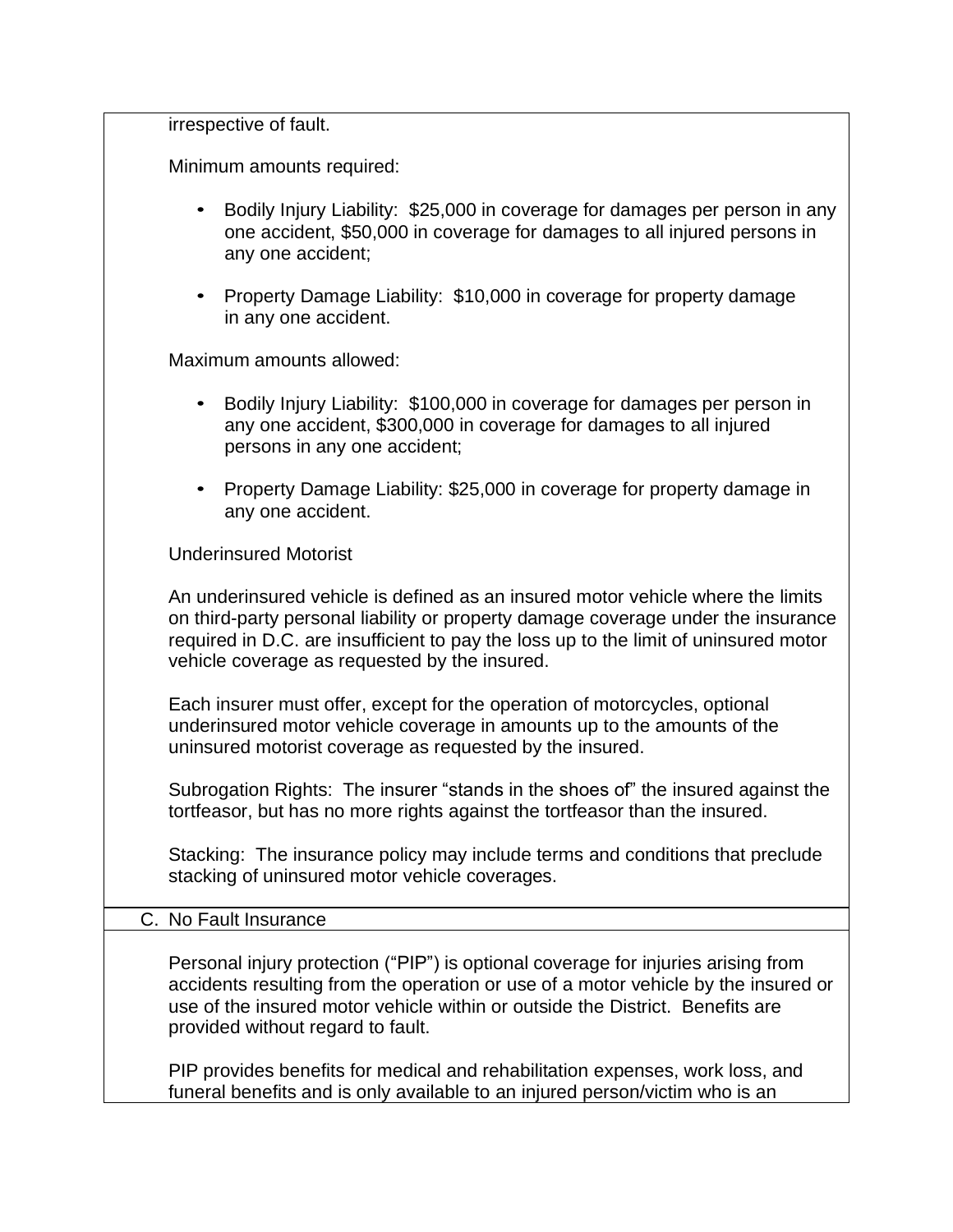irrespective of fault.

Minimum amounts required:

- Bodily Injury Liability: $25,000 in coverage for damages per person in any one accident, $50,000 in coverage for damages to all injured persons in any one accident;
- Property Damage Liability: $10,000 in coverage for property damage in any one accident.

Maximum amounts allowed:

- Bodily Injury Liability: $100,000 in coverage for damages per person in any one accident, $300,000 in coverage for damages to all injured persons in any one accident;
- Property Damage Liability: $25,000 in coverage for property damage in any one accident.

Underinsured Motorist

An underinsured vehicle is defined as an insured motor vehicle where the limits on third-party personal liability or property damage coverage under the insurance required in D.C. are insufficient to pay the loss up to the limit of uninsured motor vehicle coverage as requested by the insured.

Each insurer must offer, except for the operation of motorcycles, optional underinsured motor vehicle coverage in amounts up to the amounts of the uninsured motorist coverage as requested by the insured.

Subrogation Rights: The insurer "stands in the shoes of" the insured against the tortfeasor, but has no more rights against the tortfeasor than the insured.

Stacking: The insurance policy may include terms and conditions that preclude stacking of uninsured motor vehicle coverages.

## C. No Fault Insurance

Personal injury protection ("PIP") is optional coverage for injuries arising from accidents resulting from the operation or use of a motor vehicle by the insured or use of the insured motor vehicle within or outside the District. Benefits are provided without regard to fault.

PIP provides benefits for medical and rehabilitation expenses, work loss, and funeral benefits and is only available to an injured person/victim who is an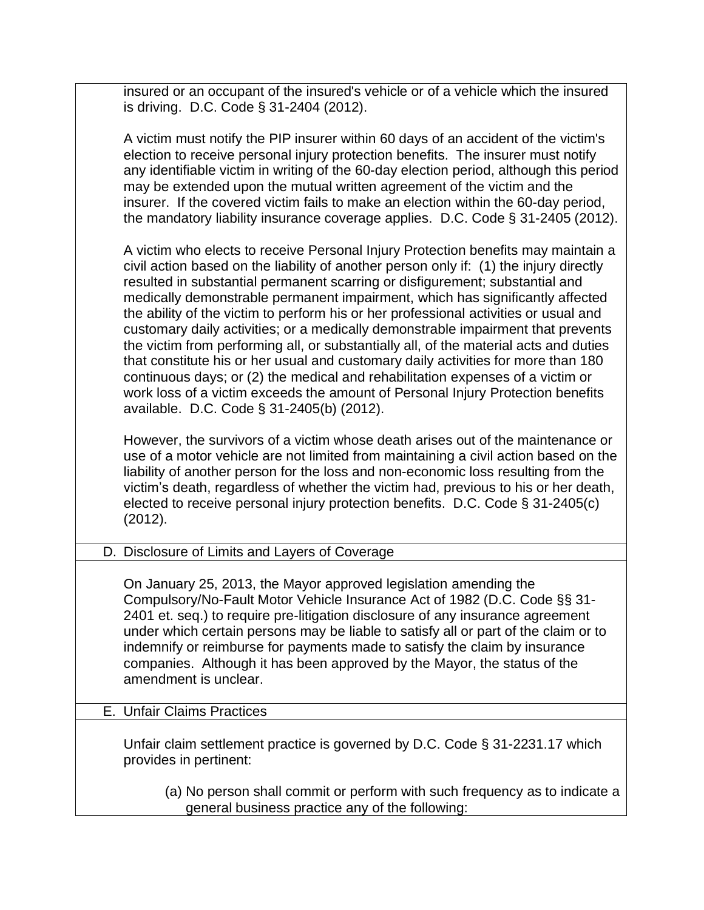insured or an occupant of the insured's vehicle or of a vehicle which the insured is driving. D.C. Code § 31-2404 (2012).

A victim must notify the PIP insurer within 60 days of an accident of the victim's election to receive personal injury protection benefits. The insurer must notify any identifiable victim in writing of the 60-day election period, although this period may be extended upon the mutual written agreement of the victim and the insurer. If the covered victim fails to make an election within the 60-day period, the mandatory liability insurance coverage applies. D.C. Code § 31-2405 (2012).

A victim who elects to receive Personal Injury Protection benefits may maintain a civil action based on the liability of another person only if: (1) the injury directly resulted in substantial permanent scarring or disfigurement; substantial and medically demonstrable permanent impairment, which has significantly affected the ability of the victim to perform his or her professional activities or usual and customary daily activities; or a medically demonstrable impairment that prevents the victim from performing all, or substantially all, of the material acts and duties that constitute his or her usual and customary daily activities for more than 180 continuous days; or (2) the medical and rehabilitation expenses of a victim or work loss of a victim exceeds the amount of Personal Injury Protection benefits available. D.C. Code § 31-2405(b) (2012).

However, the survivors of a victim whose death arises out of the maintenance or use of a motor vehicle are not limited from maintaining a civil action based on the liability of another person for the loss and non-economic loss resulting from the victim's death, regardless of whether the victim had, previous to his or her death, elected to receive personal injury protection benefits. D.C. Code § 31-2405(c) (2012).

## D. Disclosure of Limits and Layers of Coverage

On January 25, 2013, the Mayor approved legislation amending the Compulsory/No-Fault Motor Vehicle Insurance Act of 1982 (D.C. Code §§ 31-2401 et. seq.) to require pre-litigation disclosure of any insurance agreement under which certain persons may be liable to satisfy all or part of the claim or to indemnify or reimburse for payments made to satisfy the claim by insurance companies. Although it has been approved by the Mayor, the status of the amendment is unclear.

## E. Unfair Claims Practices

Unfair claim settlement practice is governed by D.C. Code § 31-2231.17 which provides in pertinent:

> (a) No person shall commit or perform with such frequency as to indicate a general business practice any of the following: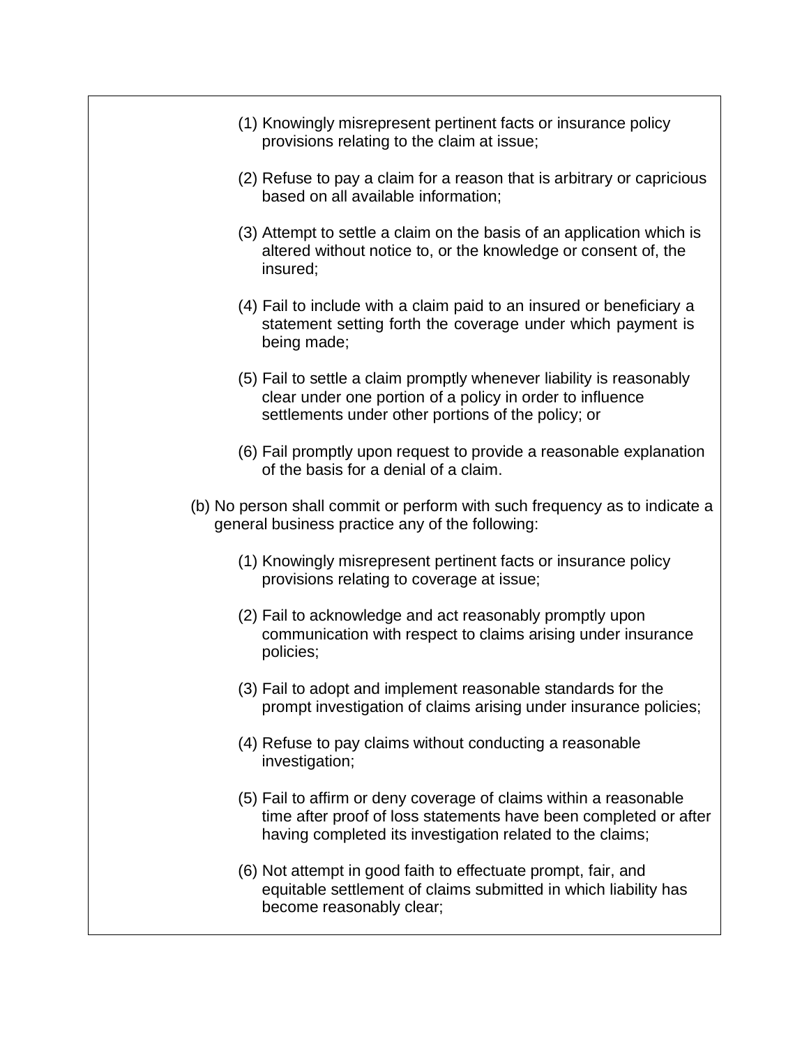(1) Knowingly misrepresent pertinent facts or insurance policy provisions relating to the claim at issue;

(2) Refuse to pay a claim for a reason that is arbitrary or capricious based on all available information;

(3) Attempt to settle a claim on the basis of an application which is altered without notice to, or the knowledge or consent of, the insured;

(4) Fail to include with a claim paid to an insured or beneficiary a statement setting forth the coverage under which payment is being made;

(5) Fail to settle a claim promptly whenever liability is reasonably clear under one portion of a policy in order to influence settlements under other portions of the policy; or

(6) Fail promptly upon request to provide a reasonable explanation of the basis for a denial of a claim.

(b) No person shall commit or perform with such frequency as to indicate a general business practice any of the following:

(1) Knowingly misrepresent pertinent facts or insurance policy provisions relating to coverage at issue;

(2) Fail to acknowledge and act reasonably promptly upon communication with respect to claims arising under insurance policies;

(3) Fail to adopt and implement reasonable standards for the prompt investigation of claims arising under insurance policies;

(4) Refuse to pay claims without conducting a reasonable investigation;

(5) Fail to affirm or deny coverage of claims within a reasonable time after proof of loss statements have been completed or after having completed its investigation related to the claims;

(6) Not attempt in good faith to effectuate prompt, fair, and equitable settlement of claims submitted in which liability has become reasonably clear;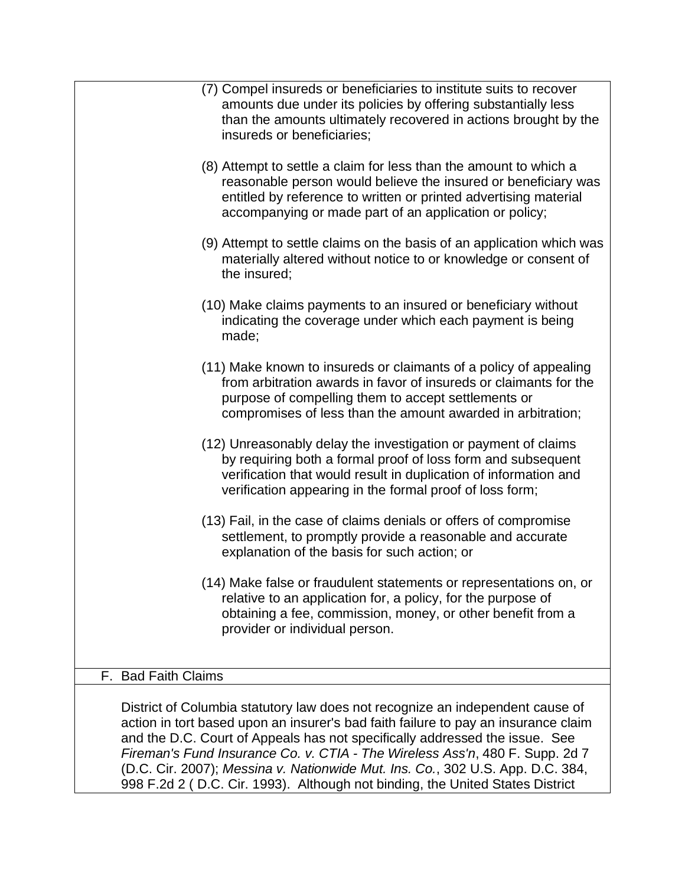(7) Compel insureds or beneficiaries to institute suits to recover amounts due under its policies by offering substantially less than the amounts ultimately recovered in actions brought by the insureds or beneficiaries;

(8) Attempt to settle a claim for less than the amount to which a reasonable person would believe the insured or beneficiary was entitled by reference to written or printed advertising material accompanying or made part of an application or policy;

(9) Attempt to settle claims on the basis of an application which was materially altered without notice to or knowledge or consent of the insured;

(10) Make claims payments to an insured or beneficiary without indicating the coverage under which each payment is being made;

(11) Make known to insureds or claimants of a policy of appealing from arbitration awards in favor of insureds or claimants for the purpose of compelling them to accept settlements or compromises of less than the amount awarded in arbitration;

(12) Unreasonably delay the investigation or payment of claims by requiring both a formal proof of loss form and subsequent verification that would result in duplication of information and verification appearing in the formal proof of loss form;

(13) Fail, in the case of claims denials or offers of compromise settlement, to promptly provide a reasonable and accurate explanation of the basis for such action; or

(14) Make false or fraudulent statements or representations on, or relative to an application for, a policy, for the purpose of obtaining a fee, commission, money, or other benefit from a provider or individual person.

## F. Bad Faith Claims

District of Columbia statutory law does not recognize an independent cause of action in tort based upon an insurer's bad faith failure to pay an insurance claim and the D.C. Court of Appeals has not specifically addressed the issue. See *Fireman's Fund Insurance Co. v. CTIA - The Wireless Ass'n*, 480 F. Supp. 2d 7 (D.C. Cir. 2007); *Messina v. Nationwide Mut. Ins. Co.*, 302 U.S. App. D.C. 384, 998 F.2d 2 ( D.C. Cir. 1993). Although not binding, the United States District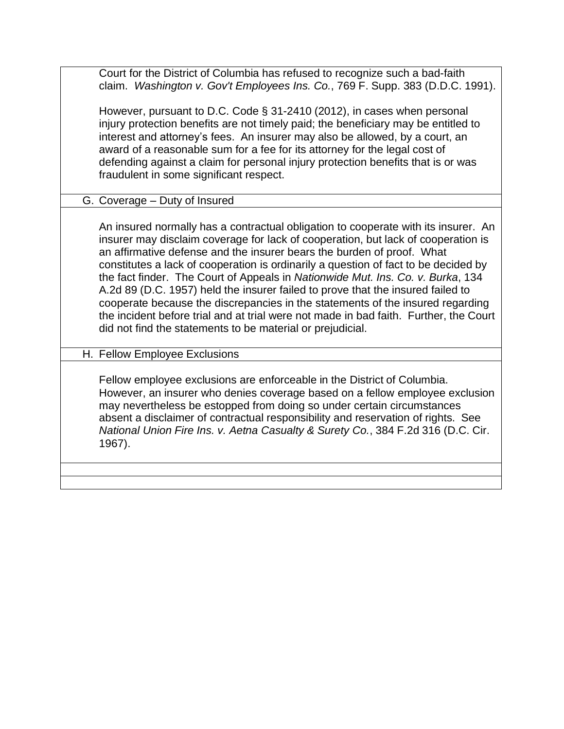Court for the District of Columbia has refused to recognize such a bad-faith claim. *Washington v. Gov't Employees Ins. Co.*, 769 F. Supp. 383 (D.D.C. 1991).

However, pursuant to D.C. Code § 31-2410 (2012), in cases when personal injury protection benefits are not timely paid; the beneficiary may be entitled to interest and attorney's fees. An insurer may also be allowed, by a court, an award of a reasonable sum for a fee for its attorney for the legal cost of defending against a claim for personal injury protection benefits that is or was fraudulent in some significant respect.

### G. Coverage – Duty of Insured

An insured normally has a contractual obligation to cooperate with its insurer. An insurer may disclaim coverage for lack of cooperation, but lack of cooperation is an affirmative defense and the insurer bears the burden of proof. What constitutes a lack of cooperation is ordinarily a question of fact to be decided by the fact finder. The Court of Appeals in *Nationwide Mut. Ins. Co. v. Burka*, 134 A.2d 89 (D.C. 1957) held the insurer failed to prove that the insured failed to cooperate because the discrepancies in the statements of the insured regarding the incident before trial and at trial were not made in bad faith. Further, the Court did not find the statements to be material or prejudicial.

### H. Fellow Employee Exclusions

Fellow employee exclusions are enforceable in the District of Columbia. However, an insurer who denies coverage based on a fellow employee exclusion may nevertheless be estopped from doing so under certain circumstances absent a disclaimer of contractual responsibility and reservation of rights. See *National Union Fire Ins. v. Aetna Casualty & Surety Co.*, 384 F.2d 316 (D.C. Cir. 1967).